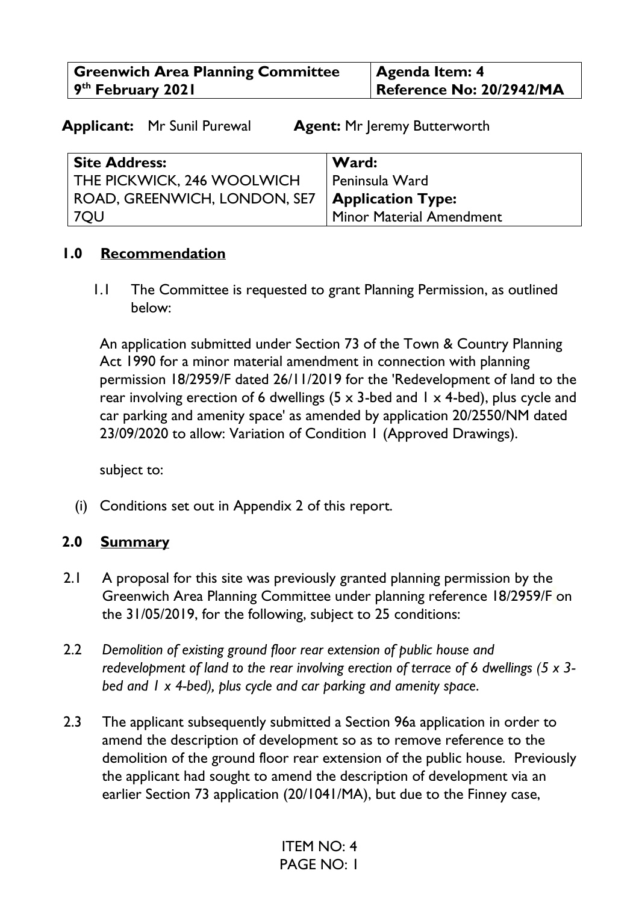| Greenwich Area Planning Committee 9th February 2021 | Agenda Item: 4 Reference No: 20/2942/MA |
| --- | --- |

**Applicant:** Mr Sunil Purewal **Agent:** Mr Jeremy Butterworth

| Site Address: | Ward: |
| --- | --- |
| THE PICKWICK, 246 WOOLWICH ROAD, GREENWICH, LONDON, SE7 7QU | Peninsula Ward |
| | **Application Type:** |
| | Minor Material Amendment |

## 1.0 Recommendation

1.1 The Committee is requested to grant Planning Permission, as outlined below:

An application submitted under Section 73 of the Town & Country Planning Act 1990 for a minor material amendment in connection with planning permission 18/2959/F dated 26/11/2019 for the 'Redevelopment of land to the rear involving erection of 6 dwellings (5 x 3-bed and 1 x 4-bed), plus cycle and car parking and amenity space' as amended by application 20/2550/NM dated 23/09/2020 to allow: Variation of Condition 1 (Approved Drawings).

subject to:

(i) Conditions set out in Appendix 2 of this report.

## 2.0 Summary

2.1 A proposal for this site was previously granted planning permission by the Greenwich Area Planning Committee under planning reference 18/2959/F on the 31/05/2019, for the following, subject to 25 conditions:

2.2 *Demolition of existing ground floor rear extension of public house and redevelopment of land to the rear involving erection of terrace of 6 dwellings (5 x 3-bed and 1 x 4-bed), plus cycle and car parking and amenity space.*

2.3 The applicant subsequently submitted a Section 96a application in order to amend the description of development so as to remove reference to the demolition of the ground floor rear extension of the public house. Previously the applicant had sought to amend the description of development via an earlier Section 73 application (20/1041/MA), but due to the Finney case,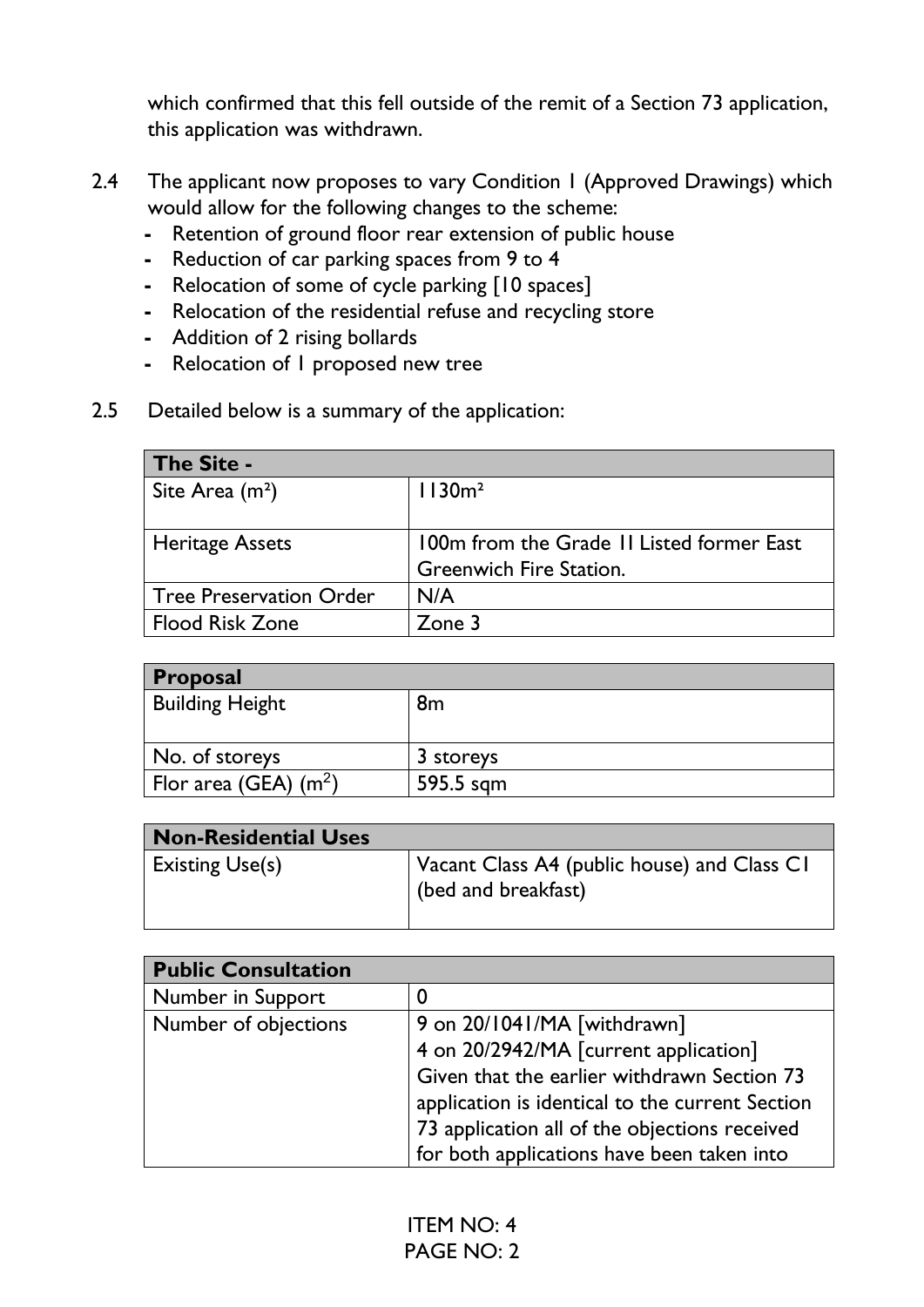which confirmed that this fell outside of the remit of a Section 73 application, this application was withdrawn.

2.4 The applicant now proposes to vary Condition 1 (Approved Drawings) which would allow for the following changes to the scheme:
- Retention of ground floor rear extension of public house
- Reduction of car parking spaces from 9 to 4
- Relocation of some of cycle parking [10 spaces]
- Relocation of the residential refuse and recycling store
- Addition of 2 rising bollards
- Relocation of 1 proposed new tree

2.5 Detailed below is a summary of the application:

| **The Site -** | |
|---|---|
| Site Area ($m^2$) | 1130m² |
| Heritage Assets | 100m from the Grade II Listed former East Greenwich Fire Station. |
| Tree Preservation Order | N/A |
| Flood Risk Zone | Zone 3 |

| **Proposal** | |
|---|---|
| Building Height | 8m |
| No. of storeys | 3 storeys |
| Flor area (GEA) ($m^2$) | 595.5 sqm |

| **Non-Residential Uses** | |
|---|---|
| Existing Use(s) | Vacant Class A4 (public house) and Class C1 (bed and breakfast) |

| **Public Consultation** | |
|---|---|
| Number in Support | 0 |
| Number of objections | 9 on 20/1041/MA [withdrawn]<br>4 on 20/2942/MA [current application]<br>Given that the earlier withdrawn Section 73 application is identical to the current Section 73 application all of the objections received for both applications have been taken into |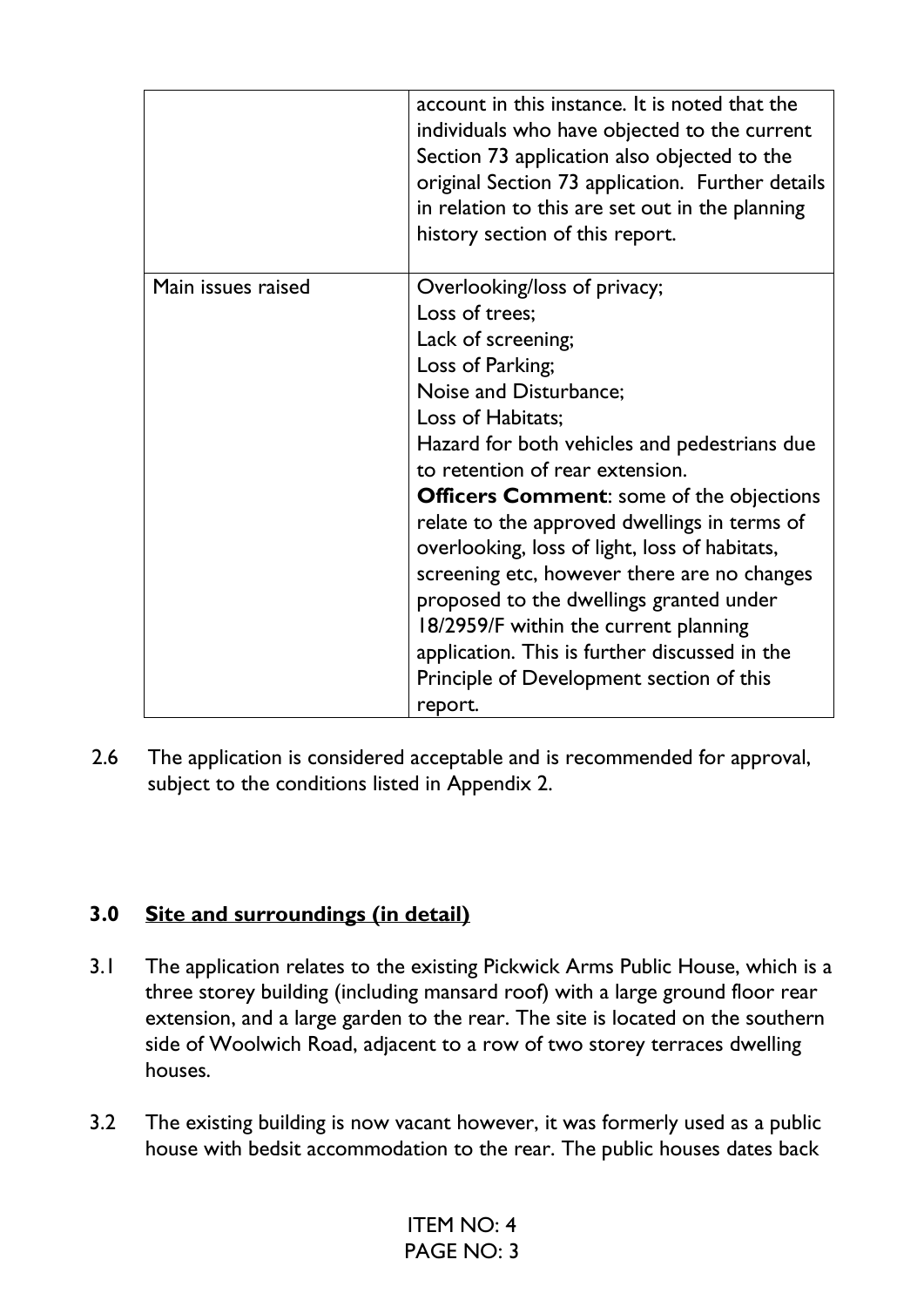| | |
|---|---|
| | account in this instance. It is noted that the individuals who have objected to the current Section 73 application also objected to the original Section 73 application. Further details in relation to this are set out in the planning history section of this report. |
| Main issues raised | Overlooking/loss of privacy;<br>Loss of trees;<br>Lack of screening;<br>Loss of Parking;<br>Noise and Disturbance;<br>Loss of Habitats;<br>Hazard for both vehicles and pedestrians due to retention of rear extension.<br>**Officers Comment**: some of the objections relate to the approved dwellings in terms of overlooking, loss of light, loss of habitats, screening etc, however there are no changes proposed to the dwellings granted under 18/2959/F within the current planning application. This is further discussed in the Principle of Development section of this report. |

2.6 The application is considered acceptable and is recommended for approval, subject to the conditions listed in Appendix 2.

## 3.0 Site and surroundings (in detail)

3.1 The application relates to the existing Pickwick Arms Public House, which is a three storey building (including mansard roof) with a large ground floor rear extension, and a large garden to the rear. The site is located on the southern side of Woolwich Road, adjacent to a row of two storey terraces dwelling houses.

3.2 The existing building is now vacant however, it was formerly used as a public house with bedsit accommodation to the rear. The public houses dates back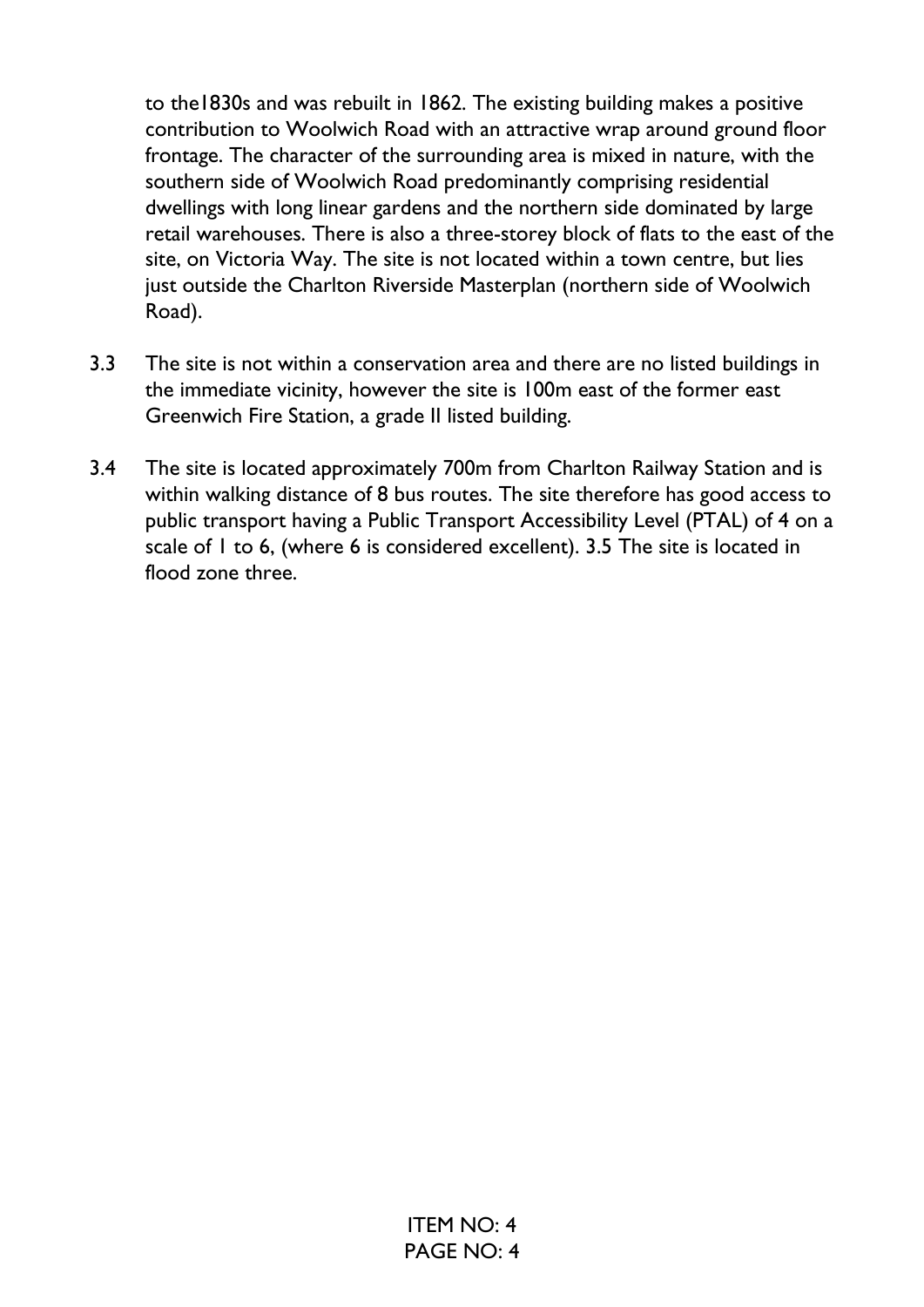to the1830s and was rebuilt in 1862. The existing building makes a positive contribution to Woolwich Road with an attractive wrap around ground floor frontage. The character of the surrounding area is mixed in nature, with the southern side of Woolwich Road predominantly comprising residential dwellings with long linear gardens and the northern side dominated by large retail warehouses. There is also a three-storey block of flats to the east of the site, on Victoria Way. The site is not located within a town centre, but lies just outside the Charlton Riverside Masterplan (northern side of Woolwich Road).

3.3 The site is not within a conservation area and there are no listed buildings in the immediate vicinity, however the site is 100m east of the former east Greenwich Fire Station, a grade II listed building.

3.4 The site is located approximately 700m from Charlton Railway Station and is within walking distance of 8 bus routes. The site therefore has good access to public transport having a Public Transport Accessibility Level (PTAL) of 4 on a scale of 1 to 6, (where 6 is considered excellent). 3.5 The site is located in flood zone three.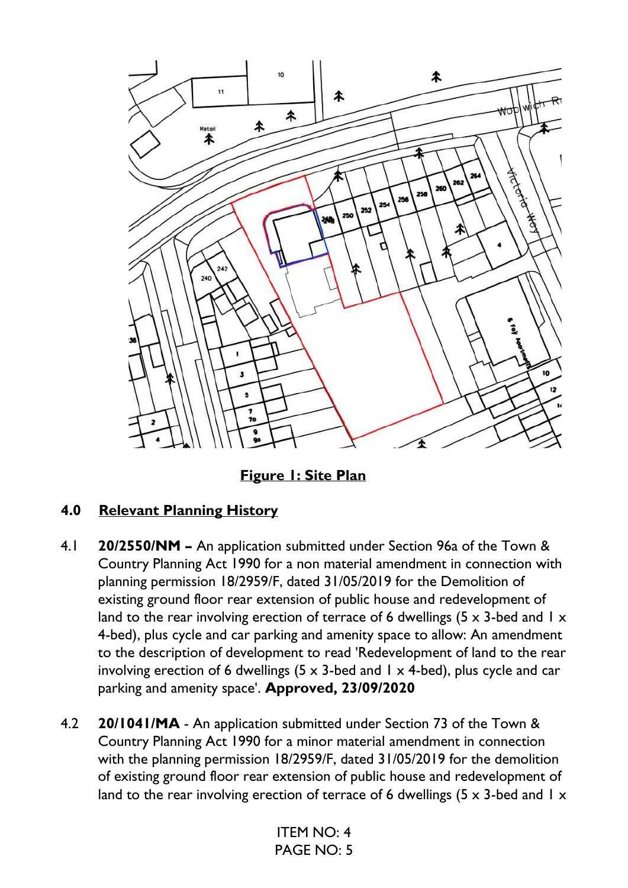**Figure 1: Site Plan**

## 4.0 Relevant Planning History

4.1 **20/2550/NM –** An application submitted under Section 96a of the Town & Country Planning Act 1990 for a non material amendment in connection with planning permission 18/2959/F, dated 31/05/2019 for the Demolition of existing ground floor rear extension of public house and redevelopment of land to the rear involving erection of terrace of 6 dwellings (5 x 3-bed and 1 x 4-bed), plus cycle and car parking and amenity space to allow: An amendment to the description of development to read 'Redevelopment of land to the rear involving erection of 6 dwellings (5 x 3-bed and 1 x 4-bed), plus cycle and car parking and amenity space'. **Approved, 23/09/2020**

4.2 **20/1041/MA** - An application submitted under Section 73 of the Town & Country Planning Act 1990 for a minor material amendment in connection with the planning permission 18/2959/F, dated 31/05/2019 for the demolition of existing ground floor rear extension of public house and redevelopment of land to the rear involving erection of terrace of 6 dwellings (5 x 3-bed and 1 x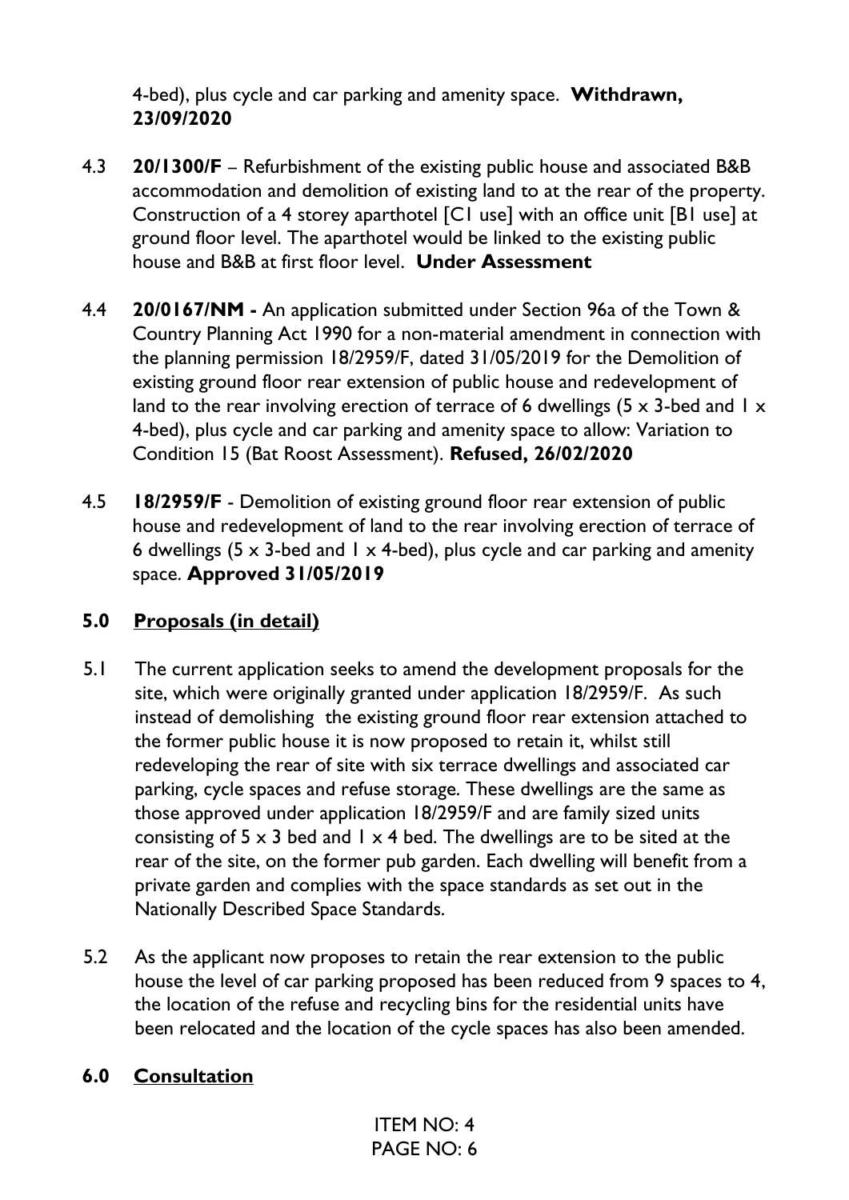4-bed), plus cycle and car parking and amenity space. **Withdrawn, 23/09/2020**

4.3 **20/1300/F** – Refurbishment of the existing public house and associated B&B accommodation and demolition of existing land to at the rear of the property. Construction of a 4 storey aparthotel [C1 use] with an office unit [B1 use] at ground floor level. The aparthotel would be linked to the existing public house and B&B at first floor level. **Under Assessment**

4.4 **20/0167/NM -** An application submitted under Section 96a of the Town & Country Planning Act 1990 for a non-material amendment in connection with the planning permission 18/2959/F, dated 31/05/2019 for the Demolition of existing ground floor rear extension of public house and redevelopment of land to the rear involving erection of terrace of 6 dwellings (5 x 3-bed and 1 x 4-bed), plus cycle and car parking and amenity space to allow: Variation to Condition 15 (Bat Roost Assessment). **Refused, 26/02/2020**

4.5 **18/2959/F** - Demolition of existing ground floor rear extension of public house and redevelopment of land to the rear involving erection of terrace of 6 dwellings (5 x 3-bed and 1 x 4-bed), plus cycle and car parking and amenity space. **Approved 31/05/2019**

## 5.0 Proposals (in detail)

5.1 The current application seeks to amend the development proposals for the site, which were originally granted under application 18/2959/F. As such instead of demolishing the existing ground floor rear extension attached to the former public house it is now proposed to retain it, whilst still redeveloping the rear of site with six terrace dwellings and associated car parking, cycle spaces and refuse storage. These dwellings are the same as those approved under application 18/2959/F and are family sized units consisting of 5 x 3 bed and 1 x 4 bed. The dwellings are to be sited at the rear of the site, on the former pub garden. Each dwelling will benefit from a private garden and complies with the space standards as set out in the Nationally Described Space Standards.

5.2 As the applicant now proposes to retain the rear extension to the public house the level of car parking proposed has been reduced from 9 spaces to 4, the location of the refuse and recycling bins for the residential units have been relocated and the location of the cycle spaces has also been amended.

## 6.0 Consultation

ITEM NO: 4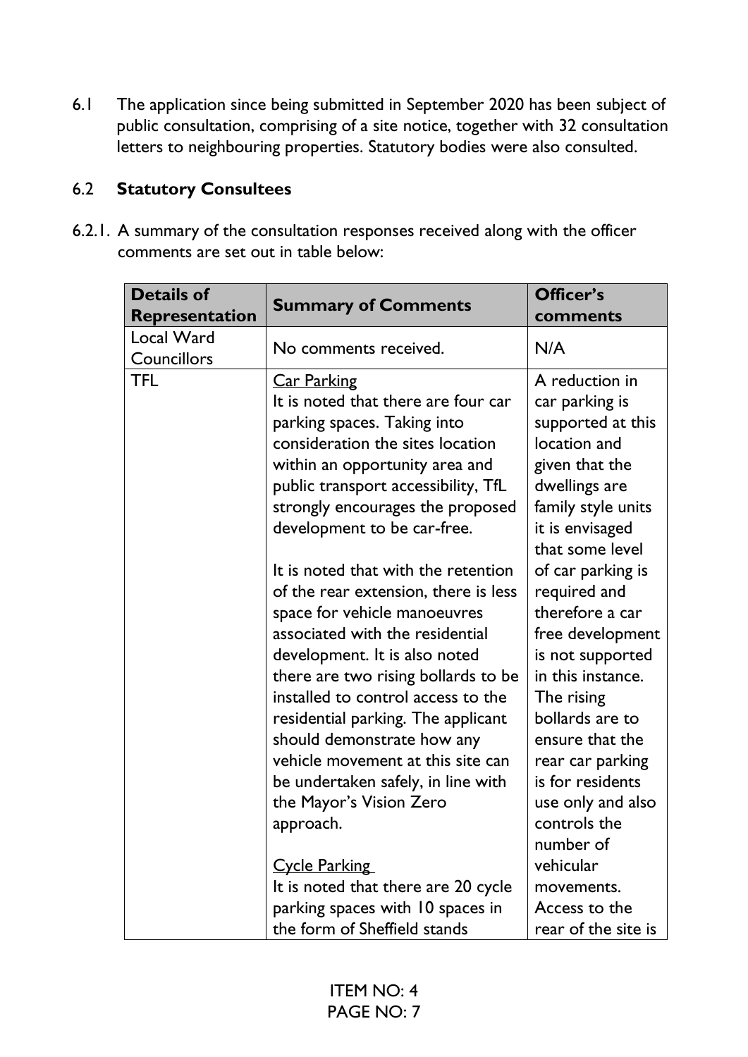6.1 The application since being submitted in September 2020 has been subject of public consultation, comprising of a site notice, together with 32 consultation letters to neighbouring properties. Statutory bodies were also consulted.

## 6.2 Statutory Consultees

6.2.1. A summary of the consultation responses received along with the officer comments are set out in table below:

| Details of Representation | Summary of Comments | Officer's comments |
|---|---|---|
| Local Ward Councillors | No comments received. | N/A |
| TFL | <u>Car Parking</u><br>It is noted that there are four car parking spaces. Taking into consideration the sites location within an opportunity area and public transport accessibility, TfL strongly encourages the proposed development to be car-free.<br><br>It is noted that with the retention of the rear extension, there is less space for vehicle manoeuvres associated with the residential development. It is also noted there are two rising bollards to be installed to control access to the residential parking. The applicant should demonstrate how any vehicle movement at this site can be undertaken safely, in line with the Mayor's Vision Zero approach.<br><br><u>Cycle Parking</u><br>It is noted that there are 20 cycle parking spaces with 10 spaces in the form of Sheffield stands | A reduction in car parking is supported at this location and given that the dwellings are family style units it is envisaged that some level of car parking is required and therefore a car free development is not supported in this instance. The rising bollards are to ensure that the rear car parking is for residents use only and also controls the number of vehicular movements. Access to the rear of the site is |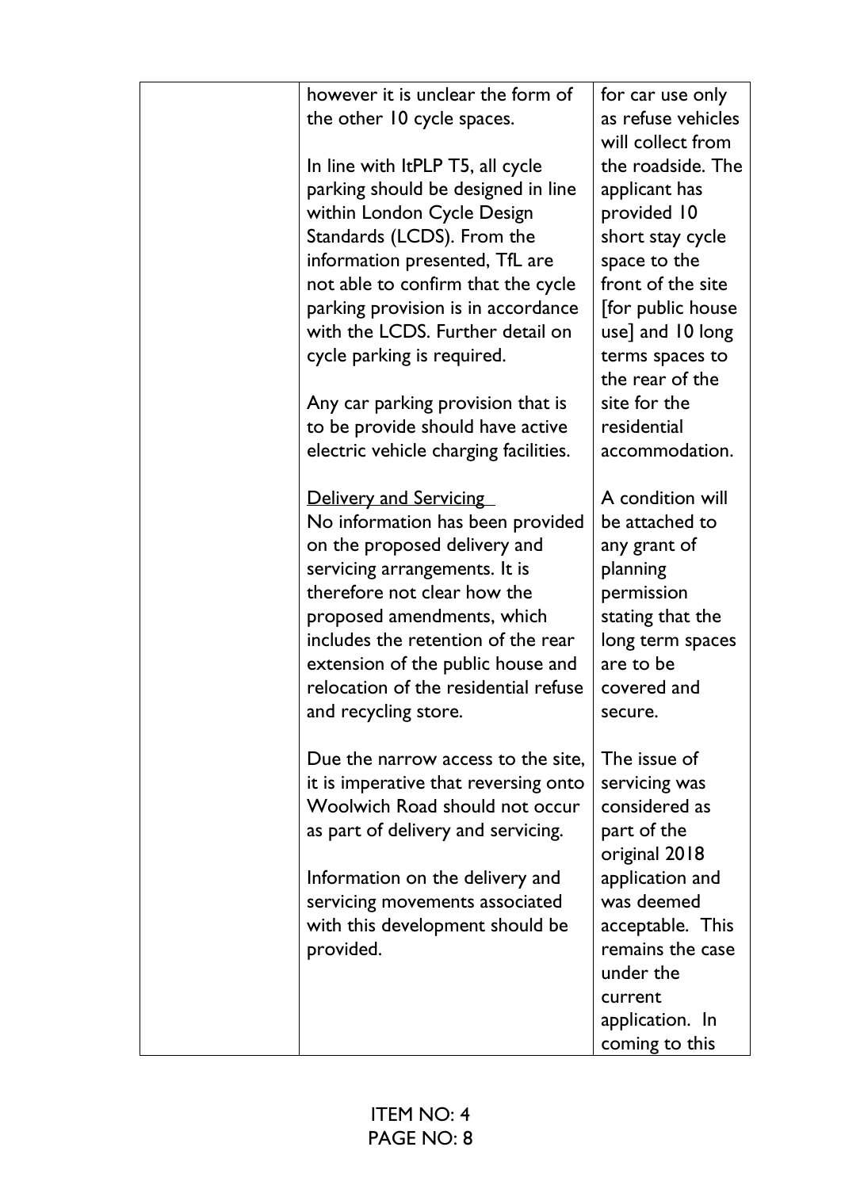| | | |
|---|---|---|
| | however it is unclear the form of the other 10 cycle spaces.<br><br>In line with ItPLP T5, all cycle parking should be designed in line within London Cycle Design Standards (LCDS). From the information presented, TfL are not able to confirm that the cycle parking provision is in accordance with the LCDS. Further detail on cycle parking is required.<br><br>Any car parking provision that is to be provide should have active electric vehicle charging facilities.<br><br><u>Delivery and Servicing</u><br>No information has been provided on the proposed delivery and servicing arrangements. It is therefore not clear how the proposed amendments, which includes the retention of the rear extension of the public house and relocation of the residential refuse and recycling store.<br><br>Due the narrow access to the site, it is imperative that reversing onto Woolwich Road should not occur as part of delivery and servicing.<br><br>Information on the delivery and servicing movements associated with this development should be provided. | for car use only as refuse vehicles will collect from the roadside. The applicant has provided 10 short stay cycle space to the front of the site [for public house use] and 10 long terms spaces to the rear of the site for the residential accommodation.<br><br>A condition will be attached to any grant of planning permission stating that the long term spaces are to be covered and secure.<br><br>The issue of servicing was considered as part of the original 2018 application and was deemed acceptable. This remains the case under the current application. In coming to this |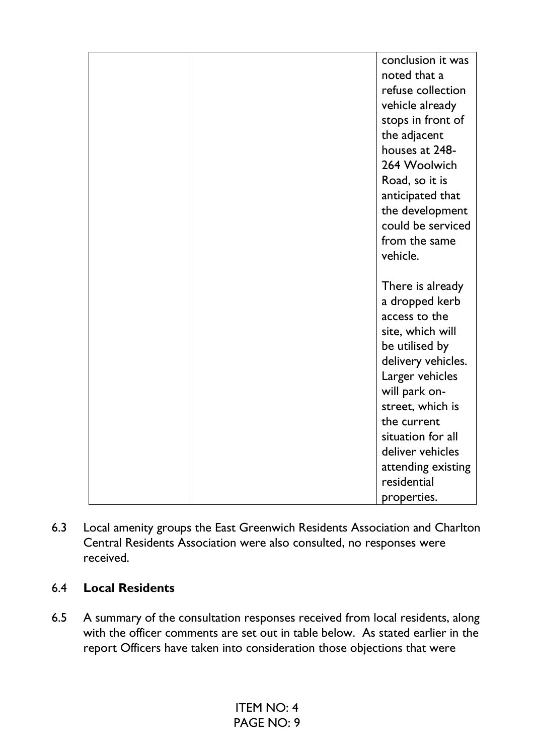| | | |
|---|---|---|
| | | conclusion it was noted that a refuse collection vehicle already stops in front of the adjacent houses at 248-264 Woolwich Road, so it is anticipated that the development could be serviced from the same vehicle.<br><br>There is already a dropped kerb access to the site, which will be utilised by delivery vehicles. Larger vehicles will park on-street, which is the current situation for all deliver vehicles attending existing residential properties. |

6.3 Local amenity groups the East Greenwich Residents Association and Charlton Central Residents Association were also consulted, no responses were received.

6.4 **Local Residents**

6.5 A summary of the consultation responses received from local residents, along with the officer comments are set out in table below. As stated earlier in the report Officers have taken into consideration those objections that were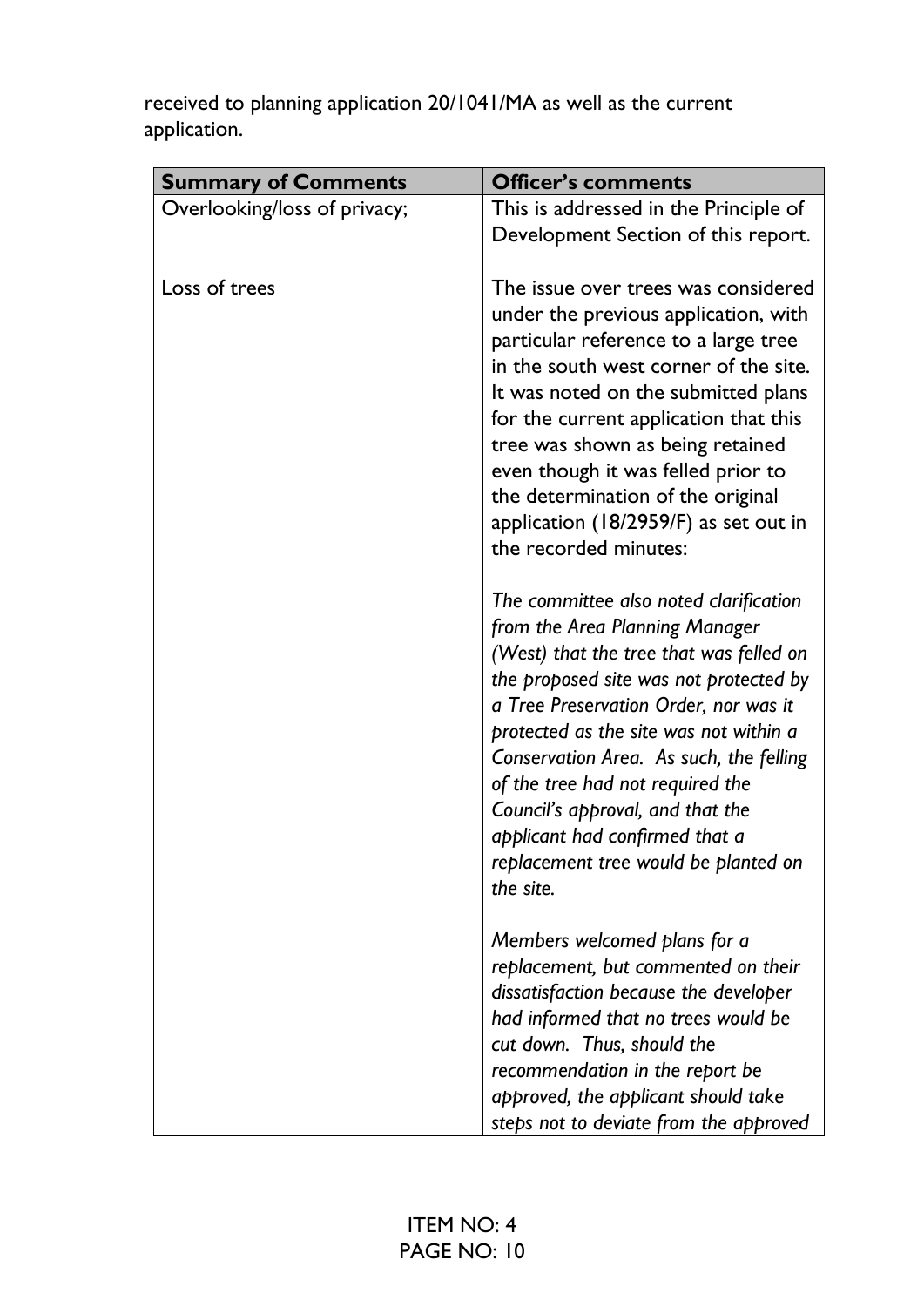received to planning application 20/1041/MA as well as the current application.

| **Summary of Comments** | **Officer's comments** |
| --- | --- |
| Overlooking/loss of privacy; | This is addressed in the Principle of Development Section of this report. |
| Loss of trees | The issue over trees was considered under the previous application, with particular reference to a large tree in the south west corner of the site. It was noted on the submitted plans for the current application that this tree was shown as being retained even though it was felled prior to the determination of the original application (18/2959/F) as set out in the recorded minutes:<br><br>*The committee also noted clarification from the Area Planning Manager (West) that the tree that was felled on the proposed site was not protected by a Tree Preservation Order, nor was it protected as the site was not within a Conservation Area. As such, the felling of the tree had not required the Council's approval, and that the applicant had confirmed that a replacement tree would be planted on the site.*<br><br>*Members welcomed plans for a replacement, but commented on their dissatisfaction because the developer had informed that no trees would be cut down. Thus, should the recommendation in the report be approved, the applicant should take steps not to deviate from the approved* |

ITEM NO: 4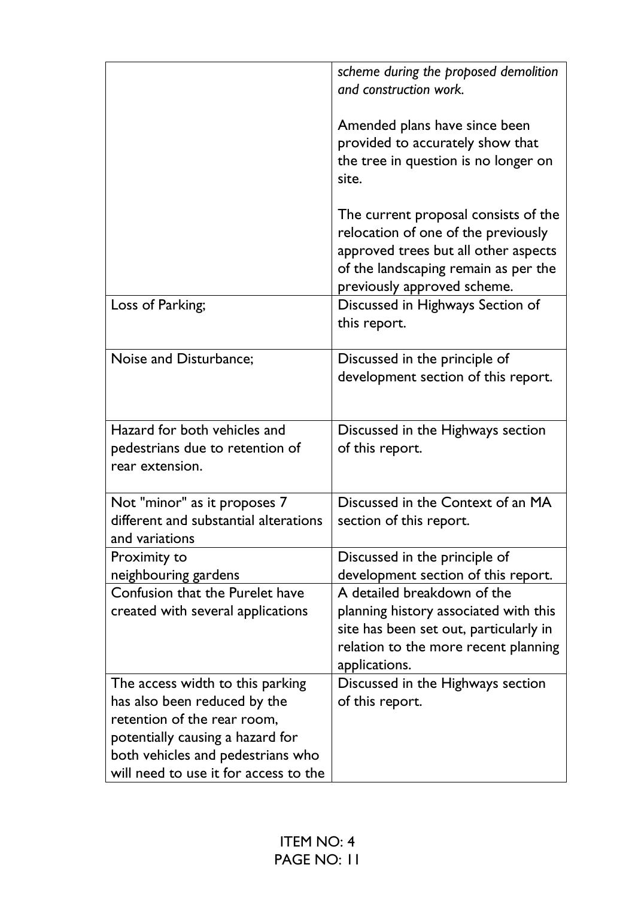| | |
|---|---|
| | *scheme during the proposed demolition and construction work.*<br><br>Amended plans have since been provided to accurately show that the tree in question is no longer on site.<br><br>The current proposal consists of the relocation of one of the previously approved trees but all other aspects of the landscaping remain as per the previously approved scheme. |
| Loss of Parking; | Discussed in Highways Section of this report. |
| Noise and Disturbance; | Discussed in the principle of development section of this report. |
| Hazard for both vehicles and pedestrians due to retention of rear extension. | Discussed in the Highways section of this report. |
| Not "minor" as it proposes 7 different and substantial alterations and variations | Discussed in the Context of an MA section of this report. |
| Proximity to neighbouring gardens | Discussed in the principle of development section of this report. |
| Confusion that the Purelet have created with several applications | A detailed breakdown of the planning history associated with this site has been set out, particularly in relation to the more recent planning applications. |
| The access width to this parking has also been reduced by the retention of the rear room, potentially causing a hazard for both vehicles and pedestrians who will need to use it for access to the | Discussed in the Highways section of this report. |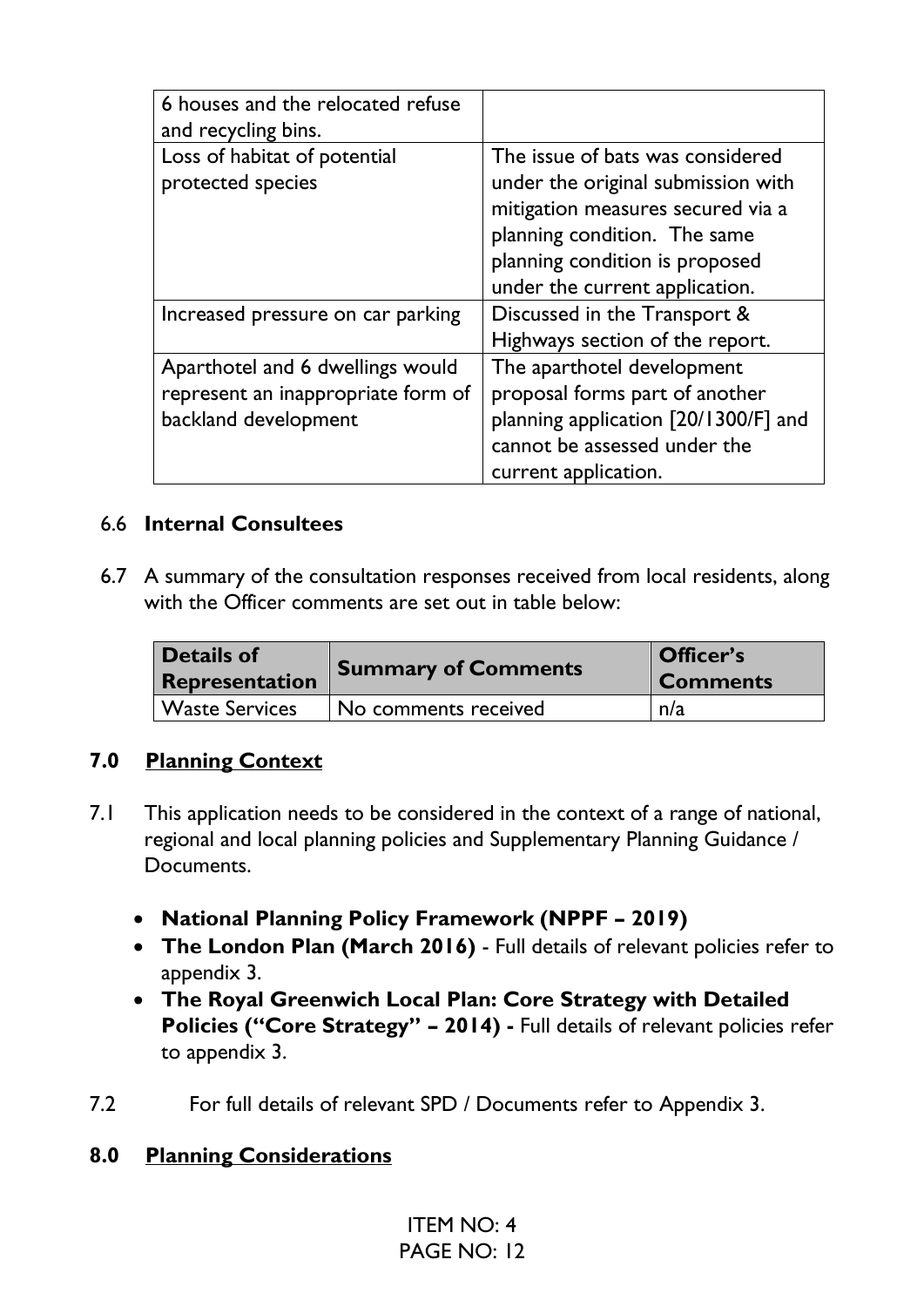| | |
|---|---|
| 6 houses and the relocated refuse and recycling bins. | |
| Loss of habitat of potential protected species | The issue of bats was considered under the original submission with mitigation measures secured via a planning condition. The same planning condition is proposed under the current application. |
| Increased pressure on car parking | Discussed in the Transport & Highways section of the report. |
| Aparthotel and 6 dwellings would represent an inappropriate form of backland development | The aparthotel development proposal forms part of another planning application [20/1300/F] and cannot be assessed under the current application. |

6.6 **Internal Consultees**

6.7 A summary of the consultation responses received from local residents, along with the Officer comments are set out in table below:

| Details of Representation | Summary of Comments | Officer's Comments |
|---|---|---|
| Waste Services | No comments received | n/a |

## 7.0 Planning Context

7.1 This application needs to be considered in the context of a range of national, regional and local planning policies and Supplementary Planning Guidance / Documents.

- **National Planning Policy Framework (NPPF – 2019)**
- **The London Plan (March 2016)** - Full details of relevant policies refer to appendix 3.
- **The Royal Greenwich Local Plan: Core Strategy with Detailed Policies ("Core Strategy" – 2014) -** Full details of relevant policies refer to appendix 3.

7.2 For full details of relevant SPD / Documents refer to Appendix 3.

## 8.0 Planning Considerations

ITEM NO: 4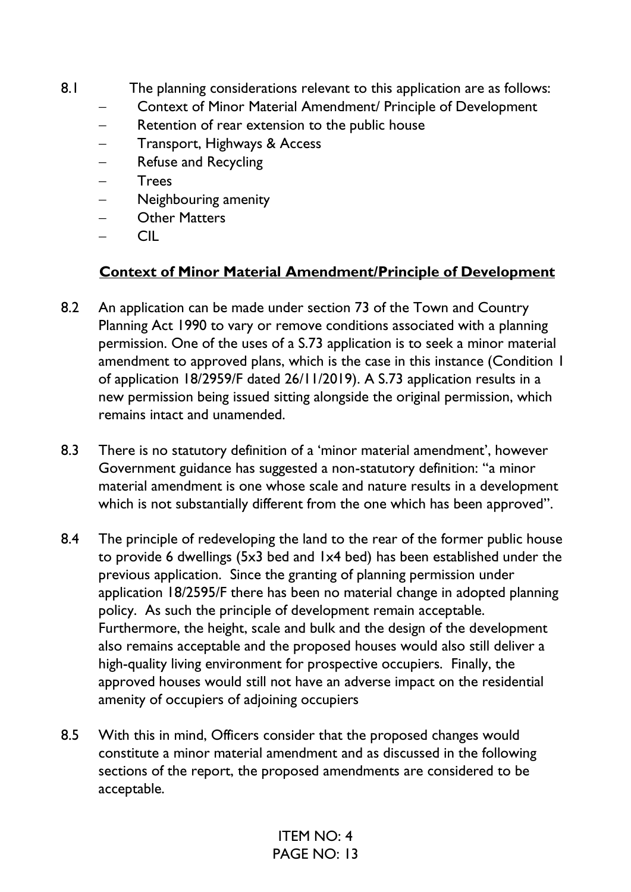8.1 The planning considerations relevant to this application are as follows:

- Context of Minor Material Amendment/ Principle of Development
- Retention of rear extension to the public house
- Transport, Highways & Access
- Refuse and Recycling
- Trees
- Neighbouring amenity
- Other Matters
- CIL

**Context of Minor Material Amendment/Principle of Development**

8.2 An application can be made under section 73 of the Town and Country Planning Act 1990 to vary or remove conditions associated with a planning permission. One of the uses of a S.73 application is to seek a minor material amendment to approved plans, which is the case in this instance (Condition 1 of application 18/2959/F dated 26/11/2019). A S.73 application results in a new permission being issued sitting alongside the original permission, which remains intact and unamended.

8.3 There is no statutory definition of a 'minor material amendment', however Government guidance has suggested a non-statutory definition: "a minor material amendment is one whose scale and nature results in a development which is not substantially different from the one which has been approved".

8.4 The principle of redeveloping the land to the rear of the former public house to provide 6 dwellings (5x3 bed and 1x4 bed) has been established under the previous application. Since the granting of planning permission under application 18/2595/F there has been no material change in adopted planning policy. As such the principle of development remain acceptable. Furthermore, the height, scale and bulk and the design of the development also remains acceptable and the proposed houses would also still deliver a high-quality living environment for prospective occupiers. Finally, the approved houses would still not have an adverse impact on the residential amenity of occupiers of adjoining occupiers

8.5 With this in mind, Officers consider that the proposed changes would constitute a minor material amendment and as discussed in the following sections of the report, the proposed amendments are considered to be acceptable.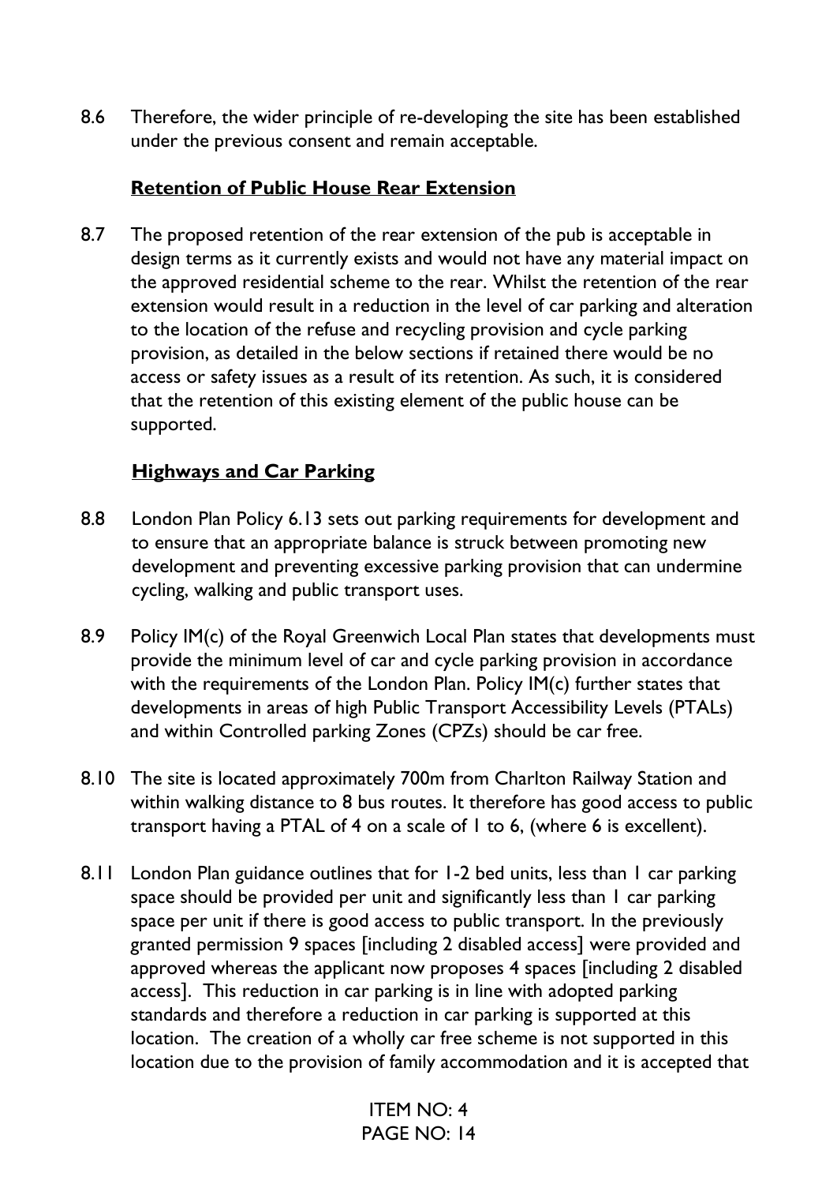8.6 Therefore, the wider principle of re-developing the site has been established under the previous consent and remain acceptable.

**Retention of Public House Rear Extension**

8.7 The proposed retention of the rear extension of the pub is acceptable in design terms as it currently exists and would not have any material impact on the approved residential scheme to the rear. Whilst the retention of the rear extension would result in a reduction in the level of car parking and alteration to the location of the refuse and recycling provision and cycle parking provision, as detailed in the below sections if retained there would be no access or safety issues as a result of its retention. As such, it is considered that the retention of this existing element of the public house can be supported.

**Highways and Car Parking**

8.8 London Plan Policy 6.13 sets out parking requirements for development and to ensure that an appropriate balance is struck between promoting new development and preventing excessive parking provision that can undermine cycling, walking and public transport uses.

8.9 Policy IM(c) of the Royal Greenwich Local Plan states that developments must provide the minimum level of car and cycle parking provision in accordance with the requirements of the London Plan. Policy IM(c) further states that developments in areas of high Public Transport Accessibility Levels (PTALs) and within Controlled parking Zones (CPZs) should be car free.

8.10 The site is located approximately 700m from Charlton Railway Station and within walking distance to 8 bus routes. It therefore has good access to public transport having a PTAL of 4 on a scale of 1 to 6, (where 6 is excellent).

8.11 London Plan guidance outlines that for 1-2 bed units, less than 1 car parking space should be provided per unit and significantly less than 1 car parking space per unit if there is good access to public transport. In the previously granted permission 9 spaces [including 2 disabled access] were provided and approved whereas the applicant now proposes 4 spaces [including 2 disabled access]. This reduction in car parking is in line with adopted parking standards and therefore a reduction in car parking is supported at this location. The creation of a wholly car free scheme is not supported in this location due to the provision of family accommodation and it is accepted that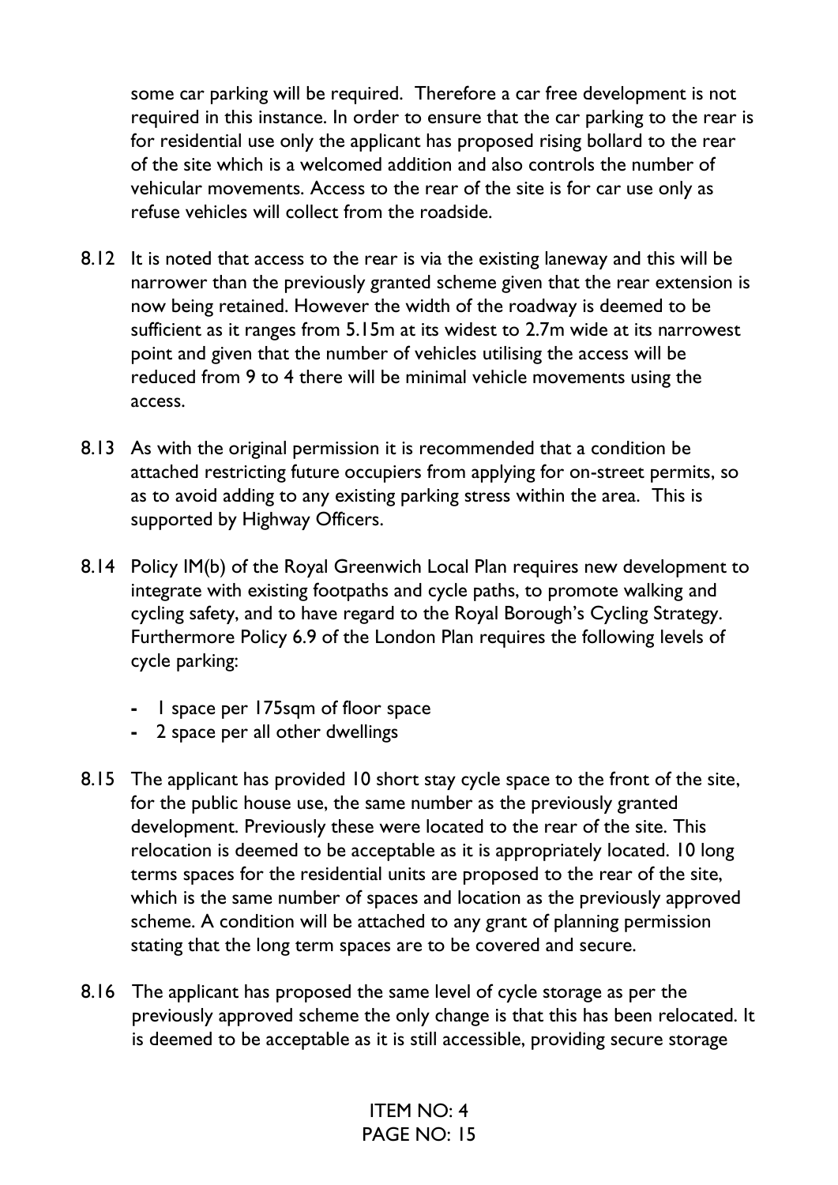some car parking will be required. Therefore a car free development is not required in this instance. In order to ensure that the car parking to the rear is for residential use only the applicant has proposed rising bollard to the rear of the site which is a welcomed addition and also controls the number of vehicular movements. Access to the rear of the site is for car use only as refuse vehicles will collect from the roadside.

8.12 It is noted that access to the rear is via the existing laneway and this will be narrower than the previously granted scheme given that the rear extension is now being retained. However the width of the roadway is deemed to be sufficient as it ranges from 5.15m at its widest to 2.7m wide at its narrowest point and given that the number of vehicles utilising the access will be reduced from 9 to 4 there will be minimal vehicle movements using the access.

8.13 As with the original permission it is recommended that a condition be attached restricting future occupiers from applying for on-street permits, so as to avoid adding to any existing parking stress within the area. This is supported by Highway Officers.

8.14 Policy IM(b) of the Royal Greenwich Local Plan requires new development to integrate with existing footpaths and cycle paths, to promote walking and cycling safety, and to have regard to the Royal Borough's Cycling Strategy. Furthermore Policy 6.9 of the London Plan requires the following levels of cycle parking:

- 1 space per 175sqm of floor space
- 2 space per all other dwellings

8.15 The applicant has provided 10 short stay cycle space to the front of the site, for the public house use, the same number as the previously granted development. Previously these were located to the rear of the site. This relocation is deemed to be acceptable as it is appropriately located. 10 long terms spaces for the residential units are proposed to the rear of the site, which is the same number of spaces and location as the previously approved scheme. A condition will be attached to any grant of planning permission stating that the long term spaces are to be covered and secure.

8.16 The applicant has proposed the same level of cycle storage as per the previously approved scheme the only change is that this has been relocated. It is deemed to be acceptable as it is still accessible, providing secure storage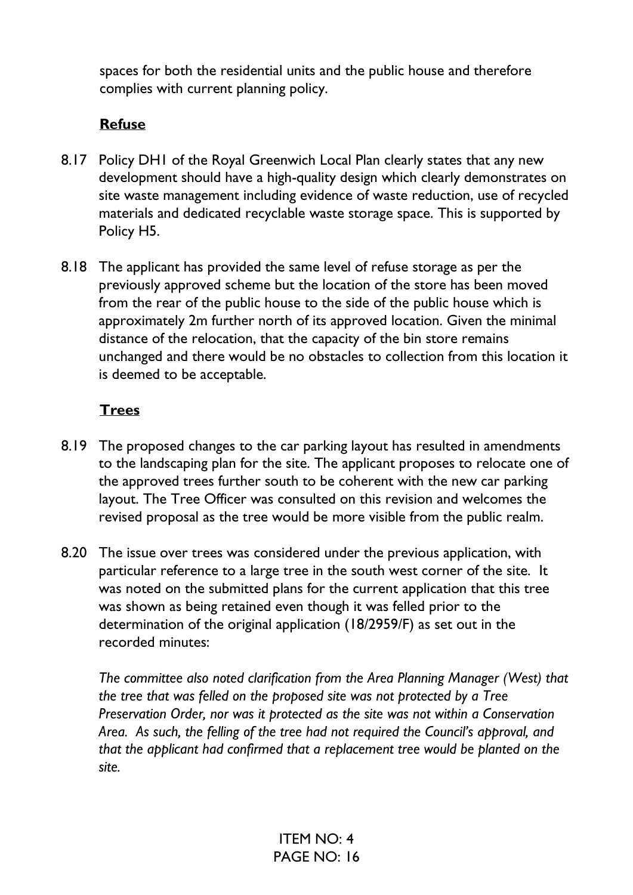spaces for both the residential units and the public house and therefore complies with current planning policy.

**Refuse**

8.17 Policy DH1 of the Royal Greenwich Local Plan clearly states that any new development should have a high-quality design which clearly demonstrates on site waste management including evidence of waste reduction, use of recycled materials and dedicated recyclable waste storage space. This is supported by Policy H5.

8.18 The applicant has provided the same level of refuse storage as per the previously approved scheme but the location of the store has been moved from the rear of the public house to the side of the public house which is approximately 2m further north of its approved location. Given the minimal distance of the relocation, that the capacity of the bin store remains unchanged and there would be no obstacles to collection from this location it is deemed to be acceptable.

**Trees**

8.19 The proposed changes to the car parking layout has resulted in amendments to the landscaping plan for the site. The applicant proposes to relocate one of the approved trees further south to be coherent with the new car parking layout. The Tree Officer was consulted on this revision and welcomes the revised proposal as the tree would be more visible from the public realm.

8.20 The issue over trees was considered under the previous application, with particular reference to a large tree in the south west corner of the site. It was noted on the submitted plans for the current application that this tree was shown as being retained even though it was felled prior to the determination of the original application (18/2959/F) as set out in the recorded minutes:

*The committee also noted clarification from the Area Planning Manager (West) that the tree that was felled on the proposed site was not protected by a Tree Preservation Order, nor was it protected as the site was not within a Conservation Area. As such, the felling of the tree had not required the Council's approval, and that the applicant had confirmed that a replacement tree would be planted on the site.*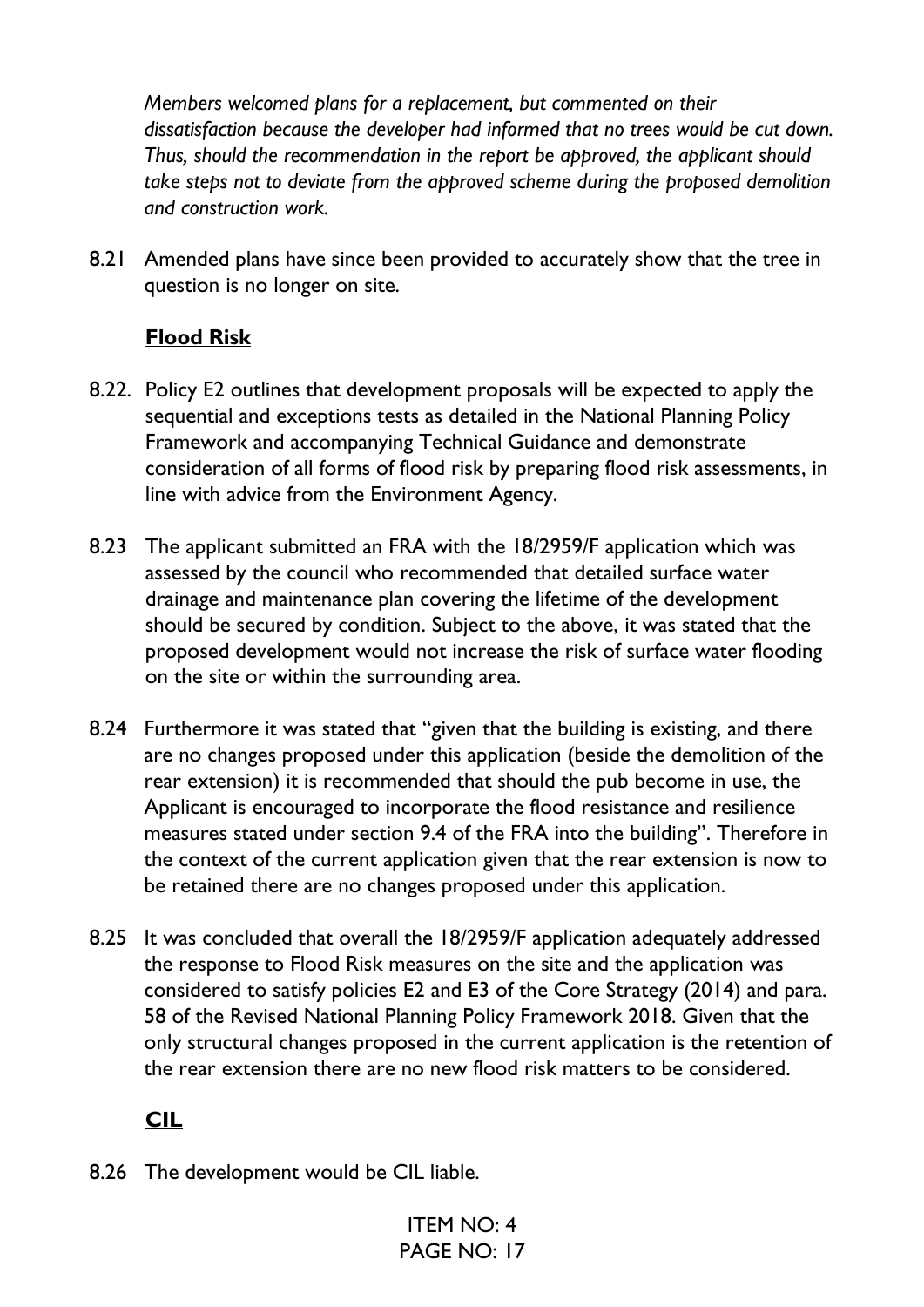*Members welcomed plans for a replacement, but commented on their dissatisfaction because the developer had informed that no trees would be cut down. Thus, should the recommendation in the report be approved, the applicant should take steps not to deviate from the approved scheme during the proposed demolition and construction work.*

8.21 Amended plans have since been provided to accurately show that the tree in question is no longer on site.

**Flood Risk**

8.22. Policy E2 outlines that development proposals will be expected to apply the sequential and exceptions tests as detailed in the National Planning Policy Framework and accompanying Technical Guidance and demonstrate consideration of all forms of flood risk by preparing flood risk assessments, in line with advice from the Environment Agency.

8.23 The applicant submitted an FRA with the 18/2959/F application which was assessed by the council who recommended that detailed surface water drainage and maintenance plan covering the lifetime of the development should be secured by condition. Subject to the above, it was stated that the proposed development would not increase the risk of surface water flooding on the site or within the surrounding area.

8.24 Furthermore it was stated that "given that the building is existing, and there are no changes proposed under this application (beside the demolition of the rear extension) it is recommended that should the pub become in use, the Applicant is encouraged to incorporate the flood resistance and resilience measures stated under section 9.4 of the FRA into the building". Therefore in the context of the current application given that the rear extension is now to be retained there are no changes proposed under this application.

8.25 It was concluded that overall the 18/2959/F application adequately addressed the response to Flood Risk measures on the site and the application was considered to satisfy policies E2 and E3 of the Core Strategy (2014) and para. 58 of the Revised National Planning Policy Framework 2018. Given that the only structural changes proposed in the current application is the retention of the rear extension there are no new flood risk matters to be considered.

**CIL**

8.26 The development would be CIL liable.

ITEM NO: 4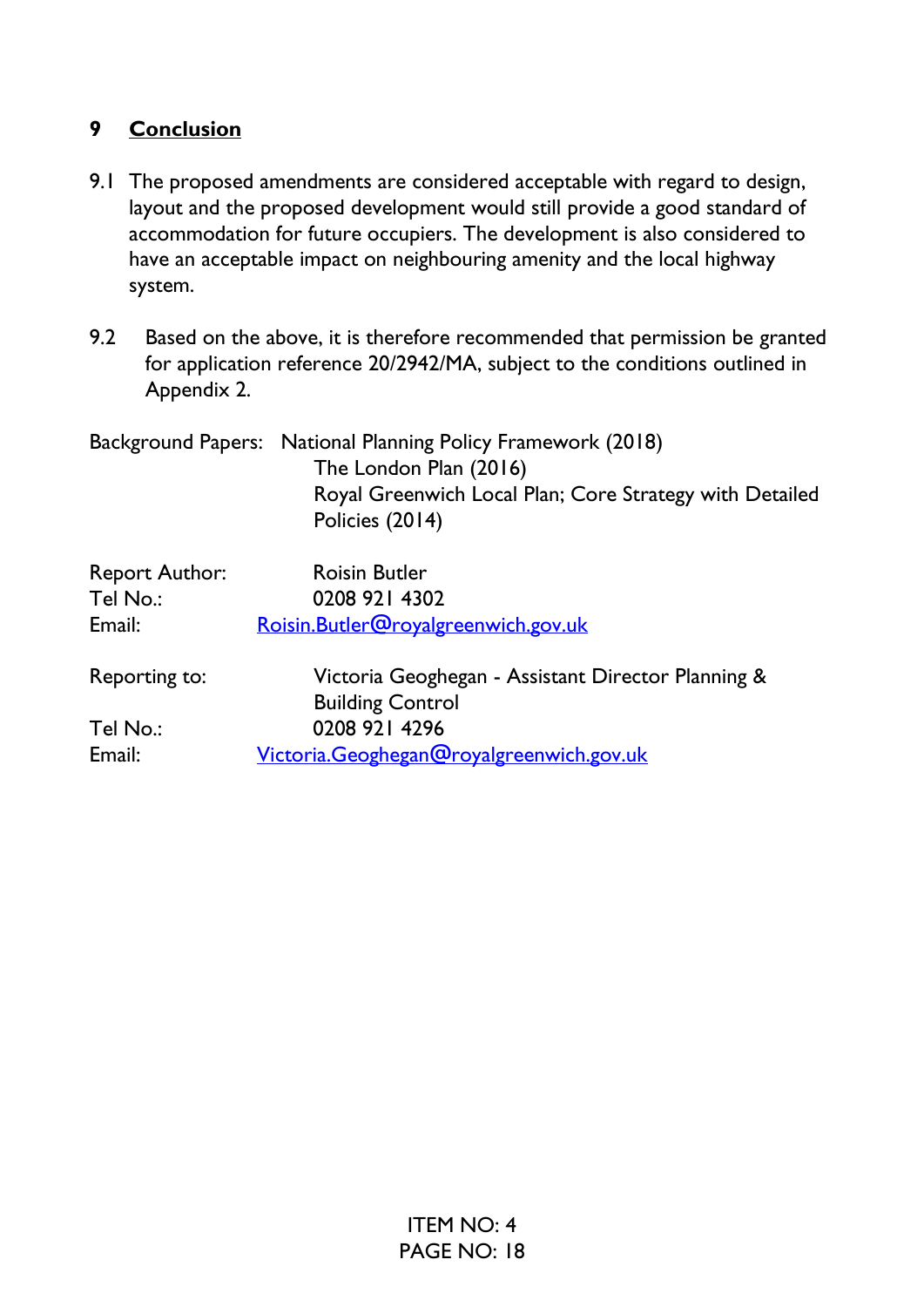## 9 Conclusion

9.1 The proposed amendments are considered acceptable with regard to design, layout and the proposed development would still provide a good standard of accommodation for future occupiers. The development is also considered to have an acceptable impact on neighbouring amenity and the local highway system.

9.2 Based on the above, it is therefore recommended that permission be granted for application reference 20/2942/MA, subject to the conditions outlined in Appendix 2.

Background Papers: National Planning Policy Framework (2018)
The London Plan (2016)
Royal Greenwich Local Plan; Core Strategy with Detailed Policies (2014)

Report Author: Roisin Butler
Tel No.: 0208 921 4302
Email: Roisin.Butler@royalgreenwich.gov.uk

Reporting to: Victoria Geoghegan - Assistant Director Planning & Building Control
Tel No.: 0208 921 4296
Email: Victoria.Geoghegan@royalgreenwich.gov.uk

ITEM NO: 4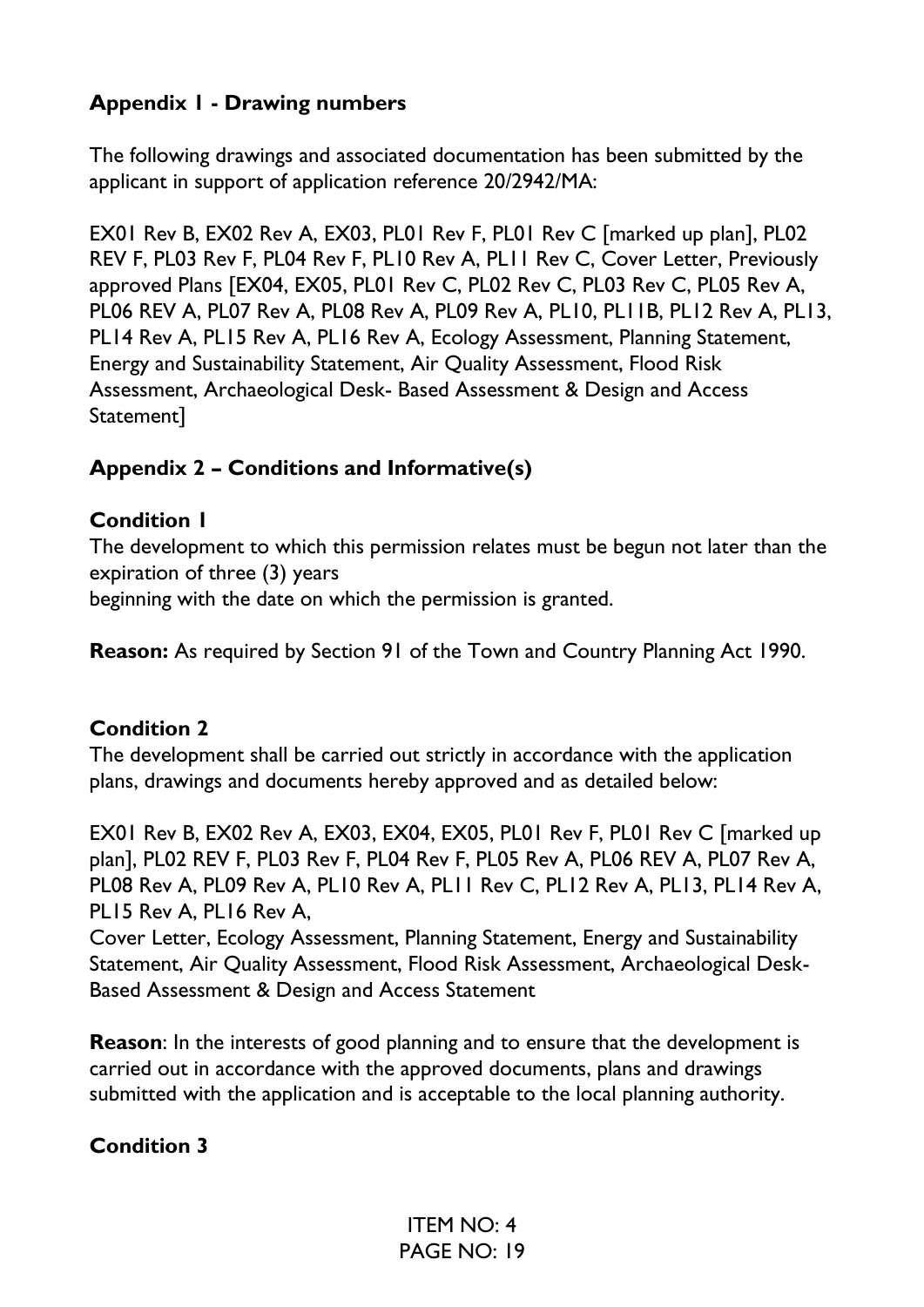### Appendix 1 - Drawing numbers

The following drawings and associated documentation has been submitted by the applicant in support of application reference 20/2942/MA:

EX01 Rev B, EX02 Rev A, EX03, PL01 Rev F, PL01 Rev C [marked up plan], PL02 REV F, PL03 Rev F, PL04 Rev F, PL10 Rev A, PL11 Rev C, Cover Letter, Previously approved Plans [EX04, EX05, PL01 Rev C, PL02 Rev C, PL03 Rev C, PL05 Rev A, PL06 REV A, PL07 Rev A, PL08 Rev A, PL09 Rev A, PL10, PL11B, PL12 Rev A, PL13, PL14 Rev A, PL15 Rev A, PL16 Rev A, Ecology Assessment, Planning Statement, Energy and Sustainability Statement, Air Quality Assessment, Flood Risk Assessment, Archaeological Desk- Based Assessment & Design and Access Statement]

### Appendix 2 – Conditions and Informative(s)

**Condition 1**
The development to which this permission relates must be begun not later than the expiration of three (3) years
beginning with the date on which the permission is granted.

**Reason:** As required by Section 91 of the Town and Country Planning Act 1990.

**Condition 2**
The development shall be carried out strictly in accordance with the application plans, drawings and documents hereby approved and as detailed below:

EX01 Rev B, EX02 Rev A, EX03, EX04, EX05, PL01 Rev F, PL01 Rev C [marked up plan], PL02 REV F, PL03 Rev F, PL04 Rev F, PL05 Rev A, PL06 REV A, PL07 Rev A, PL08 Rev A, PL09 Rev A, PL10 Rev A, PL11 Rev C, PL12 Rev A, PL13, PL14 Rev A, PL15 Rev A, PL16 Rev A,
Cover Letter, Ecology Assessment, Planning Statement, Energy and Sustainability Statement, Air Quality Assessment, Flood Risk Assessment, Archaeological Desk-Based Assessment & Design and Access Statement

**Reason**: In the interests of good planning and to ensure that the development is carried out in accordance with the approved documents, plans and drawings submitted with the application and is acceptable to the local planning authority.

**Condition 3**

ITEM NO: 4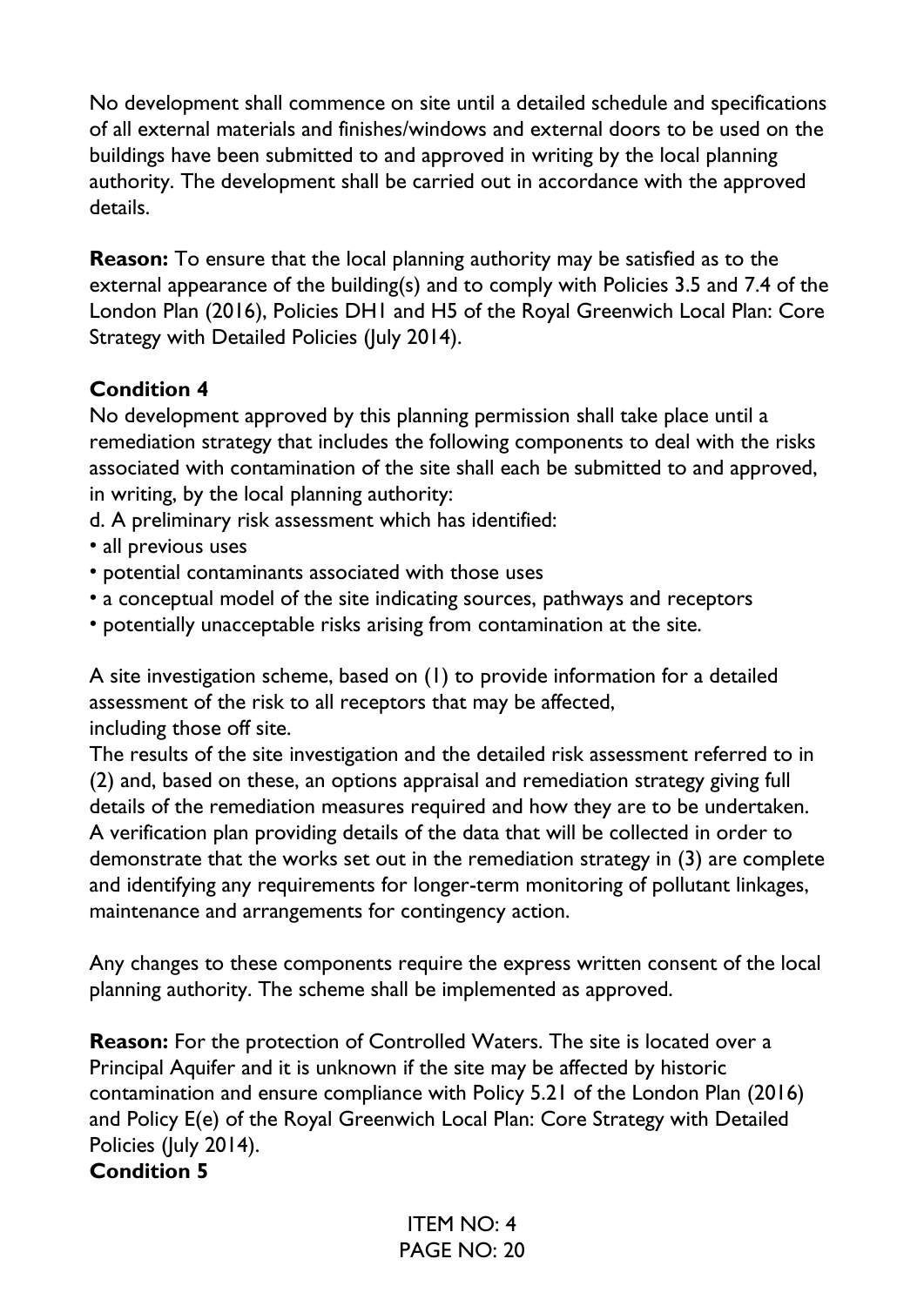No development shall commence on site until a detailed schedule and specifications of all external materials and finishes/windows and external doors to be used on the buildings have been submitted to and approved in writing by the local planning authority. The development shall be carried out in accordance with the approved details.

**Reason:** To ensure that the local planning authority may be satisfied as to the external appearance of the building(s) and to comply with Policies 3.5 and 7.4 of the London Plan (2016), Policies DH1 and H5 of the Royal Greenwich Local Plan: Core Strategy with Detailed Policies (July 2014).

**Condition 4**

No development approved by this planning permission shall take place until a remediation strategy that includes the following components to deal with the risks associated with contamination of the site shall each be submitted to and approved, in writing, by the local planning authority:

d. A preliminary risk assessment which has identified:

- all previous uses
- potential contaminants associated with those uses
- a conceptual model of the site indicating sources, pathways and receptors
- potentially unacceptable risks arising from contamination at the site.

A site investigation scheme, based on (1) to provide information for a detailed assessment of the risk to all receptors that may be affected, including those off site.

The results of the site investigation and the detailed risk assessment referred to in (2) and, based on these, an options appraisal and remediation strategy giving full details of the remediation measures required and how they are to be undertaken.

A verification plan providing details of the data that will be collected in order to demonstrate that the works set out in the remediation strategy in (3) are complete and identifying any requirements for longer-term monitoring of pollutant linkages, maintenance and arrangements for contingency action.

Any changes to these components require the express written consent of the local planning authority. The scheme shall be implemented as approved.

**Reason:** For the protection of Controlled Waters. The site is located over a Principal Aquifer and it is unknown if the site may be affected by historic contamination and ensure compliance with Policy 5.21 of the London Plan (2016) and Policy E(e) of the Royal Greenwich Local Plan: Core Strategy with Detailed Policies (July 2014).

**Condition 5**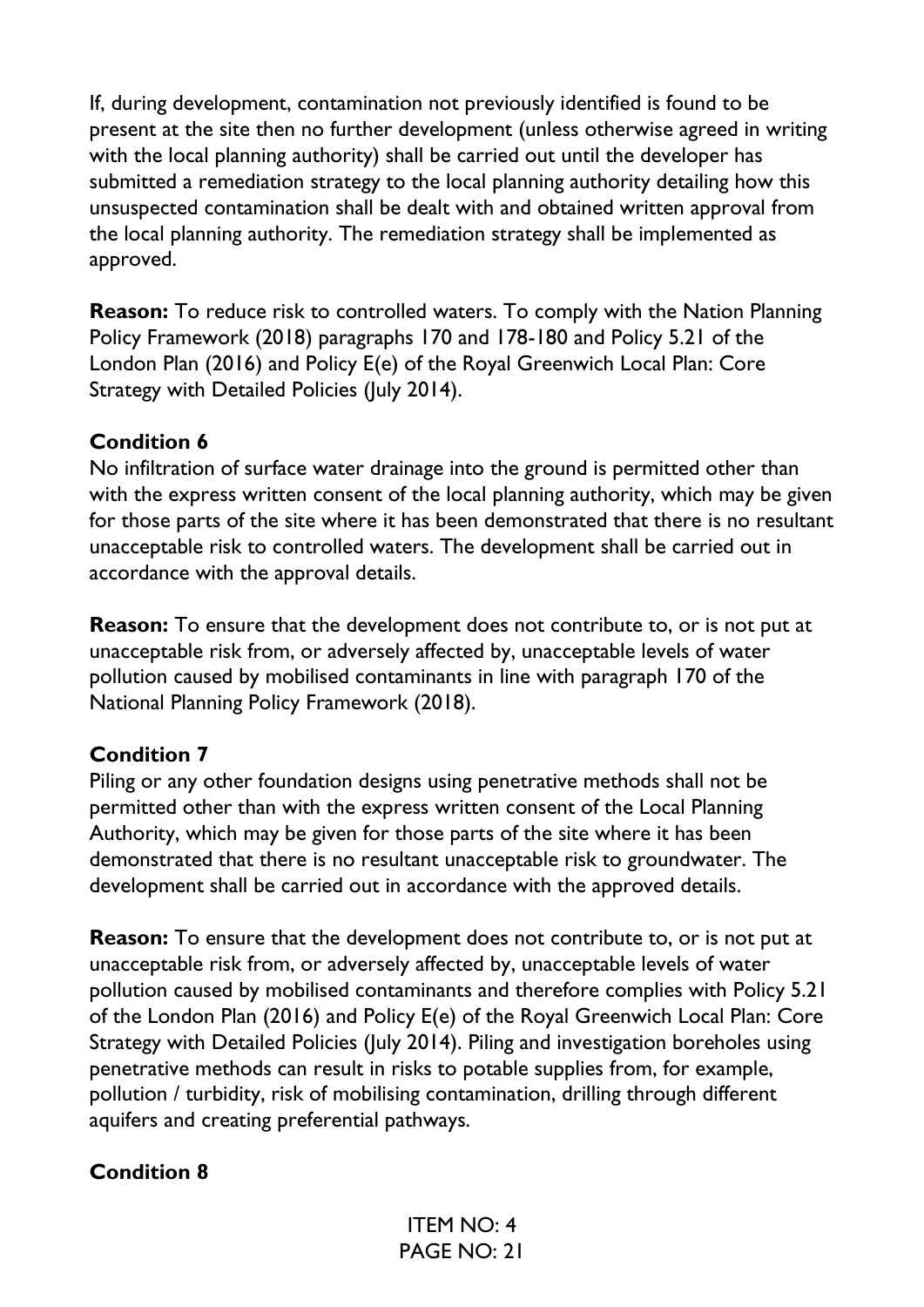If, during development, contamination not previously identified is found to be present at the site then no further development (unless otherwise agreed in writing with the local planning authority) shall be carried out until the developer has submitted a remediation strategy to the local planning authority detailing how this unsuspected contamination shall be dealt with and obtained written approval from the local planning authority. The remediation strategy shall be implemented as approved.

**Reason:** To reduce risk to controlled waters. To comply with the Nation Planning Policy Framework (2018) paragraphs 170 and 178-180 and Policy 5.21 of the London Plan (2016) and Policy E(e) of the Royal Greenwich Local Plan: Core Strategy with Detailed Policies (July 2014).

**Condition 6**

No infiltration of surface water drainage into the ground is permitted other than with the express written consent of the local planning authority, which may be given for those parts of the site where it has been demonstrated that there is no resultant unacceptable risk to controlled waters. The development shall be carried out in accordance with the approval details.

**Reason:** To ensure that the development does not contribute to, or is not put at unacceptable risk from, or adversely affected by, unacceptable levels of water pollution caused by mobilised contaminants in line with paragraph 170 of the National Planning Policy Framework (2018).

**Condition 7**

Piling or any other foundation designs using penetrative methods shall not be permitted other than with the express written consent of the Local Planning Authority, which may be given for those parts of the site where it has been demonstrated that there is no resultant unacceptable risk to groundwater. The development shall be carried out in accordance with the approved details.

**Reason:** To ensure that the development does not contribute to, or is not put at unacceptable risk from, or adversely affected by, unacceptable levels of water pollution caused by mobilised contaminants and therefore complies with Policy 5.21 of the London Plan (2016) and Policy E(e) of the Royal Greenwich Local Plan: Core Strategy with Detailed Policies (July 2014). Piling and investigation boreholes using penetrative methods can result in risks to potable supplies from, for example, pollution / turbidity, risk of mobilising contamination, drilling through different aquifers and creating preferential pathways.

**Condition 8**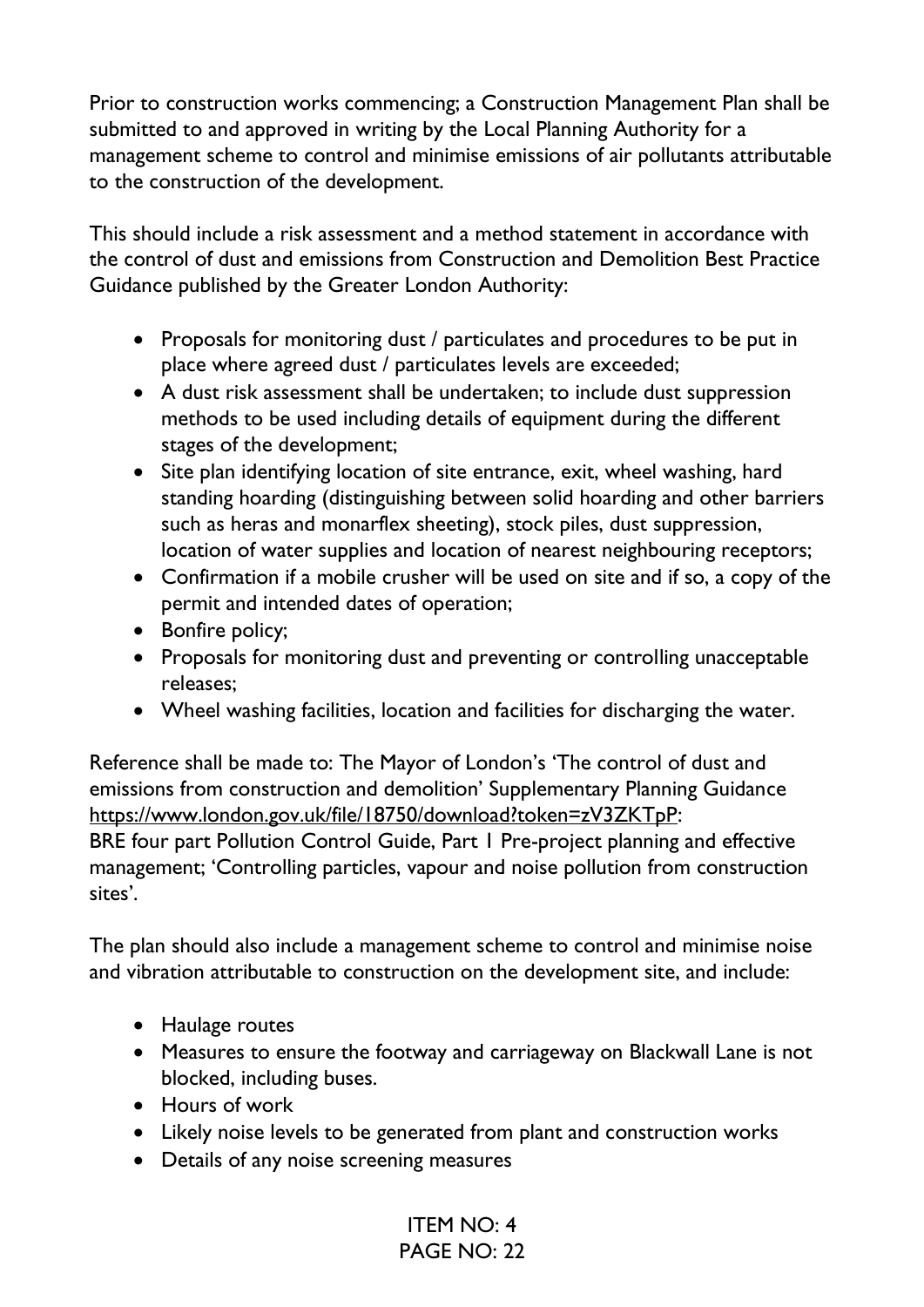Prior to construction works commencing; a Construction Management Plan shall be submitted to and approved in writing by the Local Planning Authority for a management scheme to control and minimise emissions of air pollutants attributable to the construction of the development.

This should include a risk assessment and a method statement in accordance with the control of dust and emissions from Construction and Demolition Best Practice Guidance published by the Greater London Authority:

- Proposals for monitoring dust / particulates and procedures to be put in place where agreed dust / particulates levels are exceeded;
- A dust risk assessment shall be undertaken; to include dust suppression methods to be used including details of equipment during the different stages of the development;
- Site plan identifying location of site entrance, exit, wheel washing, hard standing hoarding (distinguishing between solid hoarding and other barriers such as heras and monarflex sheeting), stock piles, dust suppression, location of water supplies and location of nearest neighbouring receptors;
- Confirmation if a mobile crusher will be used on site and if so, a copy of the permit and intended dates of operation;
- Bonfire policy;
- Proposals for monitoring dust and preventing or controlling unacceptable releases;
- Wheel washing facilities, location and facilities for discharging the water.

Reference shall be made to: The Mayor of London's 'The control of dust and emissions from construction and demolition' Supplementary Planning Guidance https://www.london.gov.uk/file/18750/download?token=zV3ZKTpP:
BRE four part Pollution Control Guide, Part 1 Pre-project planning and effective management; 'Controlling particles, vapour and noise pollution from construction sites'.

The plan should also include a management scheme to control and minimise noise and vibration attributable to construction on the development site, and include:

- Haulage routes
- Measures to ensure the footway and carriageway on Blackwall Lane is not blocked, including buses.
- Hours of work
- Likely noise levels to be generated from plant and construction works
- Details of any noise screening measures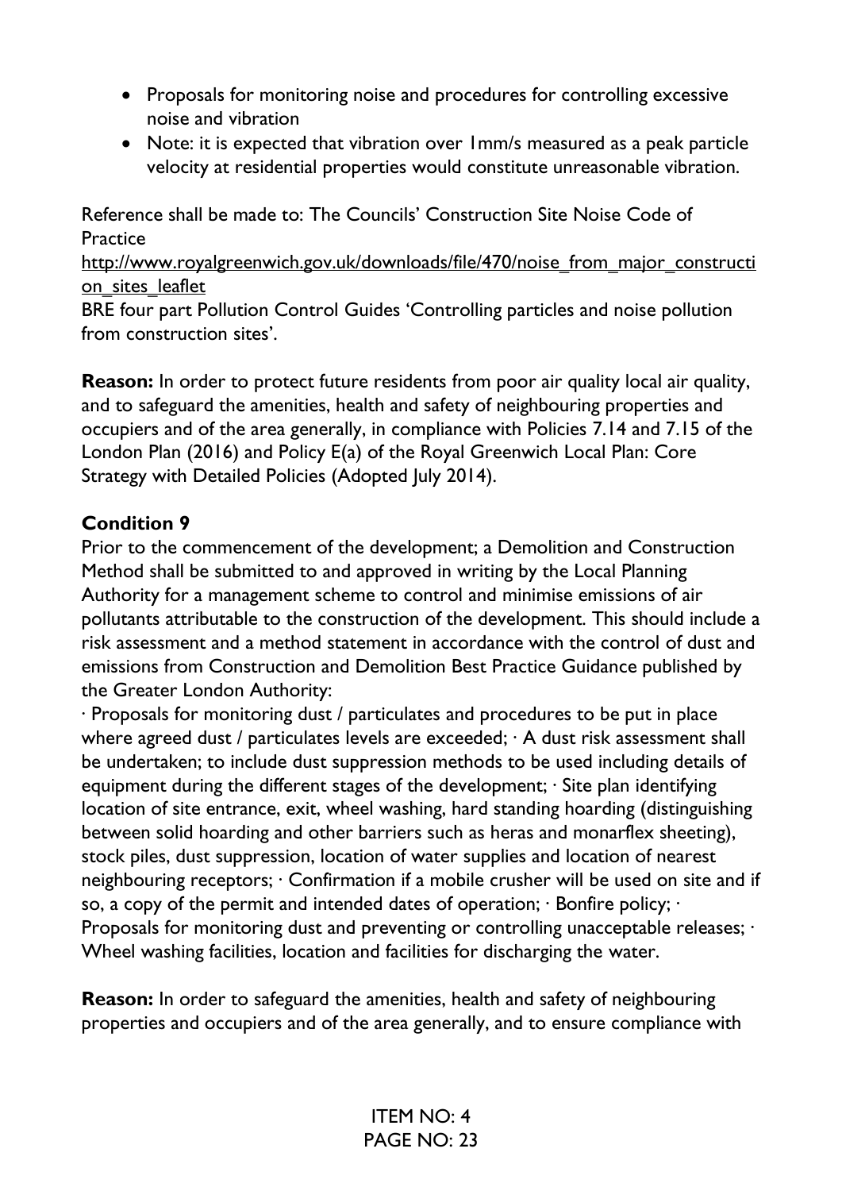- Proposals for monitoring noise and procedures for controlling excessive noise and vibration
- Note: it is expected that vibration over 1mm/s measured as a peak particle velocity at residential properties would constitute unreasonable vibration.

Reference shall be made to: The Councils' Construction Site Noise Code of Practice
http://www.royalgreenwich.gov.uk/downloads/file/470/noise_from_major_construction_sites_leaflet
BRE four part Pollution Control Guides 'Controlling particles and noise pollution from construction sites'.

**Reason:** In order to protect future residents from poor air quality local air quality, and to safeguard the amenities, health and safety of neighbouring properties and occupiers and of the area generally, in compliance with Policies 7.14 and 7.15 of the London Plan (2016) and Policy E(a) of the Royal Greenwich Local Plan: Core Strategy with Detailed Policies (Adopted July 2014).

**Condition 9**

Prior to the commencement of the development; a Demolition and Construction Method shall be submitted to and approved in writing by the Local Planning Authority for a management scheme to control and minimise emissions of air pollutants attributable to the construction of the development. This should include a risk assessment and a method statement in accordance with the control of dust and emissions from Construction and Demolition Best Practice Guidance published by the Greater London Authority:
· Proposals for monitoring dust / particulates and procedures to be put in place where agreed dust / particulates levels are exceeded; · A dust risk assessment shall be undertaken; to include dust suppression methods to be used including details of equipment during the different stages of the development; · Site plan identifying location of site entrance, exit, wheel washing, hard standing hoarding (distinguishing between solid hoarding and other barriers such as heras and monarflex sheeting), stock piles, dust suppression, location of water supplies and location of nearest neighbouring receptors; · Confirmation if a mobile crusher will be used on site and if so, a copy of the permit and intended dates of operation; · Bonfire policy; · Proposals for monitoring dust and preventing or controlling unacceptable releases; · Wheel washing facilities, location and facilities for discharging the water.

**Reason:** In order to safeguard the amenities, health and safety of neighbouring properties and occupiers and of the area generally, and to ensure compliance with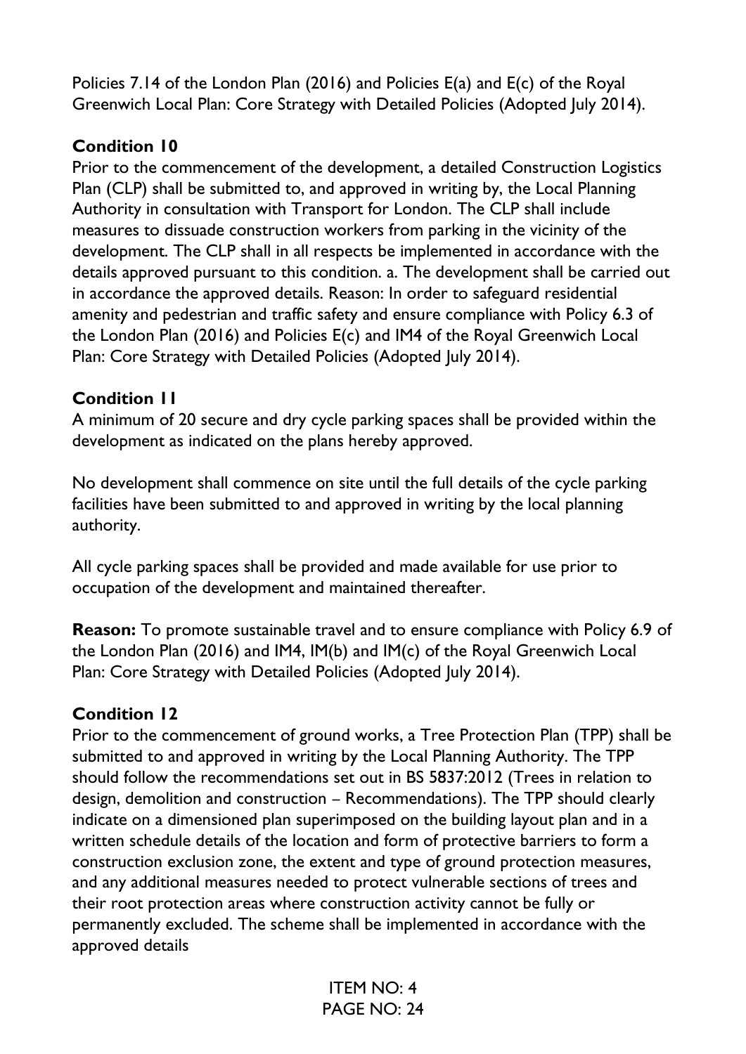Policies 7.14 of the London Plan (2016) and Policies E(a) and E(c) of the Royal Greenwich Local Plan: Core Strategy with Detailed Policies (Adopted July 2014).

**Condition 10**

Prior to the commencement of the development, a detailed Construction Logistics Plan (CLP) shall be submitted to, and approved in writing by, the Local Planning Authority in consultation with Transport for London. The CLP shall include measures to dissuade construction workers from parking in the vicinity of the development. The CLP shall in all respects be implemented in accordance with the details approved pursuant to this condition. a. The development shall be carried out in accordance the approved details. Reason: In order to safeguard residential amenity and pedestrian and traffic safety and ensure compliance with Policy 6.3 of the London Plan (2016) and Policies E(c) and IM4 of the Royal Greenwich Local Plan: Core Strategy with Detailed Policies (Adopted July 2014).

**Condition 11**

A minimum of 20 secure and dry cycle parking spaces shall be provided within the development as indicated on the plans hereby approved.

No development shall commence on site until the full details of the cycle parking facilities have been submitted to and approved in writing by the local planning authority.

All cycle parking spaces shall be provided and made available for use prior to occupation of the development and maintained thereafter.

**Reason:** To promote sustainable travel and to ensure compliance with Policy 6.9 of the London Plan (2016) and IM4, IM(b) and IM(c) of the Royal Greenwich Local Plan: Core Strategy with Detailed Policies (Adopted July 2014).

**Condition 12**

Prior to the commencement of ground works, a Tree Protection Plan (TPP) shall be submitted to and approved in writing by the Local Planning Authority. The TPP should follow the recommendations set out in BS 5837:2012 (Trees in relation to design, demolition and construction – Recommendations). The TPP should clearly indicate on a dimensioned plan superimposed on the building layout plan and in a written schedule details of the location and form of protective barriers to form a construction exclusion zone, the extent and type of ground protection measures, and any additional measures needed to protect vulnerable sections of trees and their root protection areas where construction activity cannot be fully or permanently excluded. The scheme shall be implemented in accordance with the approved details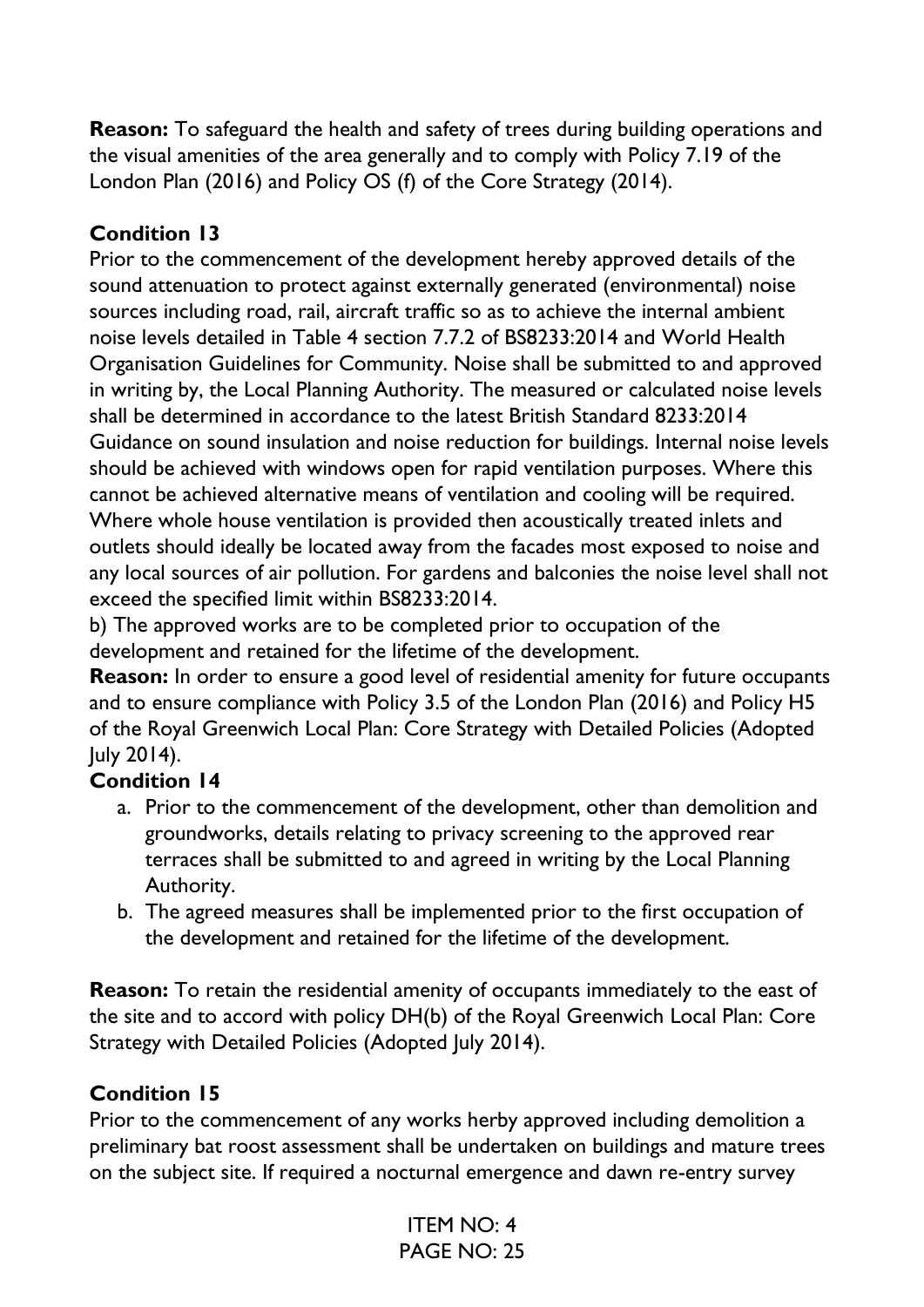**Reason:** To safeguard the health and safety of trees during building operations and the visual amenities of the area generally and to comply with Policy 7.19 of the London Plan (2016) and Policy OS (f) of the Core Strategy (2014).

**Condition 13**

Prior to the commencement of the development hereby approved details of the sound attenuation to protect against externally generated (environmental) noise sources including road, rail, aircraft traffic so as to achieve the internal ambient noise levels detailed in Table 4 section 7.7.2 of BS8233:2014 and World Health Organisation Guidelines for Community. Noise shall be submitted to and approved in writing by, the Local Planning Authority. The measured or calculated noise levels shall be determined in accordance to the latest British Standard 8233:2014 Guidance on sound insulation and noise reduction for buildings. Internal noise levels should be achieved with windows open for rapid ventilation purposes. Where this cannot be achieved alternative means of ventilation and cooling will be required. Where whole house ventilation is provided then acoustically treated inlets and outlets should ideally be located away from the facades most exposed to noise and any local sources of air pollution. For gardens and balconies the noise level shall not exceed the specified limit within BS8233:2014.

b) The approved works are to be completed prior to occupation of the development and retained for the lifetime of the development.

**Reason:** In order to ensure a good level of residential amenity for future occupants and to ensure compliance with Policy 3.5 of the London Plan (2016) and Policy H5 of the Royal Greenwich Local Plan: Core Strategy with Detailed Policies (Adopted July 2014).

**Condition 14**

a. Prior to the commencement of the development, other than demolition and groundworks, details relating to privacy screening to the approved rear terraces shall be submitted to and agreed in writing by the Local Planning Authority.
b. The agreed measures shall be implemented prior to the first occupation of the development and retained for the lifetime of the development.

**Reason:** To retain the residential amenity of occupants immediately to the east of the site and to accord with policy DH(b) of the Royal Greenwich Local Plan: Core Strategy with Detailed Policies (Adopted July 2014).

**Condition 15**

Prior to the commencement of any works herby approved including demolition a preliminary bat roost assessment shall be undertaken on buildings and mature trees on the subject site. If required a nocturnal emergence and dawn re-entry survey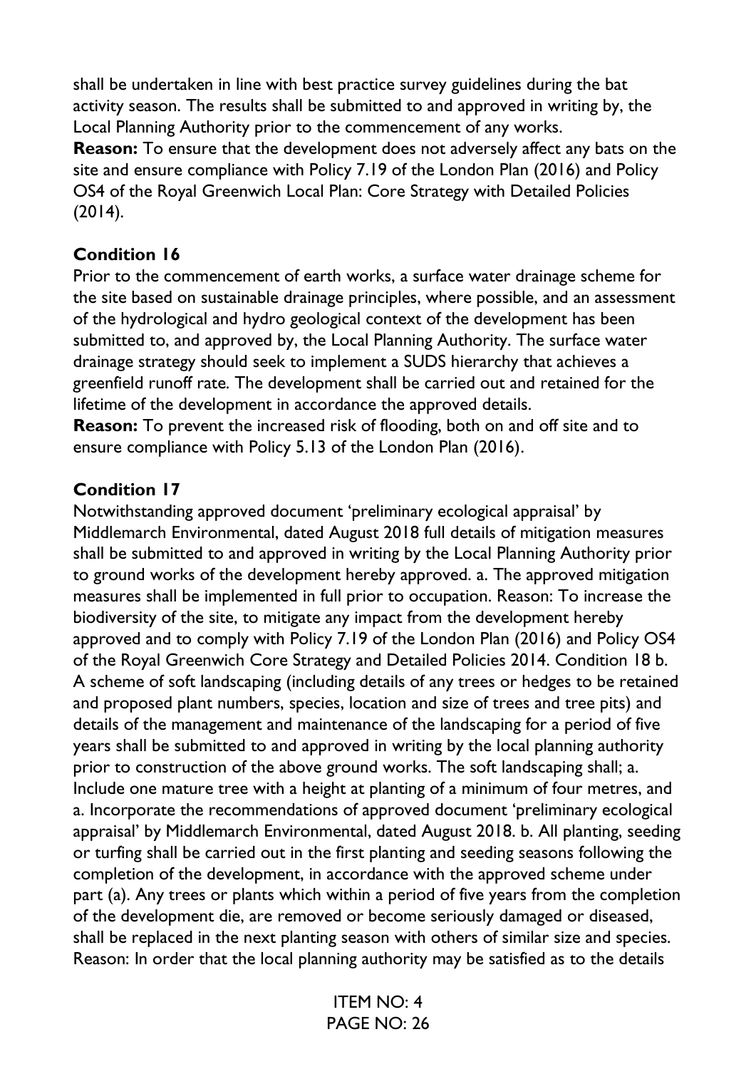shall be undertaken in line with best practice survey guidelines during the bat activity season. The results shall be submitted to and approved in writing by, the Local Planning Authority prior to the commencement of any works.

**Reason:** To ensure that the development does not adversely affect any bats on the site and ensure compliance with Policy 7.19 of the London Plan (2016) and Policy OS4 of the Royal Greenwich Local Plan: Core Strategy with Detailed Policies (2014).

**Condition 16**

Prior to the commencement of earth works, a surface water drainage scheme for the site based on sustainable drainage principles, where possible, and an assessment of the hydrological and hydro geological context of the development has been submitted to, and approved by, the Local Planning Authority. The surface water drainage strategy should seek to implement a SUDS hierarchy that achieves a greenfield runoff rate. The development shall be carried out and retained for the lifetime of the development in accordance the approved details.

**Reason:** To prevent the increased risk of flooding, both on and off site and to ensure compliance with Policy 5.13 of the London Plan (2016).

**Condition 17**

Notwithstanding approved document 'preliminary ecological appraisal' by Middlemarch Environmental, dated August 2018 full details of mitigation measures shall be submitted to and approved in writing by the Local Planning Authority prior to ground works of the development hereby approved. a. The approved mitigation measures shall be implemented in full prior to occupation. Reason: To increase the biodiversity of the site, to mitigate any impact from the development hereby approved and to comply with Policy 7.19 of the London Plan (2016) and Policy OS4 of the Royal Greenwich Core Strategy and Detailed Policies 2014. Condition 18 b. A scheme of soft landscaping (including details of any trees or hedges to be retained and proposed plant numbers, species, location and size of trees and tree pits) and details of the management and maintenance of the landscaping for a period of five years shall be submitted to and approved in writing by the local planning authority prior to construction of the above ground works. The soft landscaping shall; a. Include one mature tree with a height at planting of a minimum of four metres, and a. Incorporate the recommendations of approved document 'preliminary ecological appraisal' by Middlemarch Environmental, dated August 2018. b. All planting, seeding or turfing shall be carried out in the first planting and seeding seasons following the completion of the development, in accordance with the approved scheme under part (a). Any trees or plants which within a period of five years from the completion of the development die, are removed or become seriously damaged or diseased, shall be replaced in the next planting season with others of similar size and species. Reason: In order that the local planning authority may be satisfied as to the details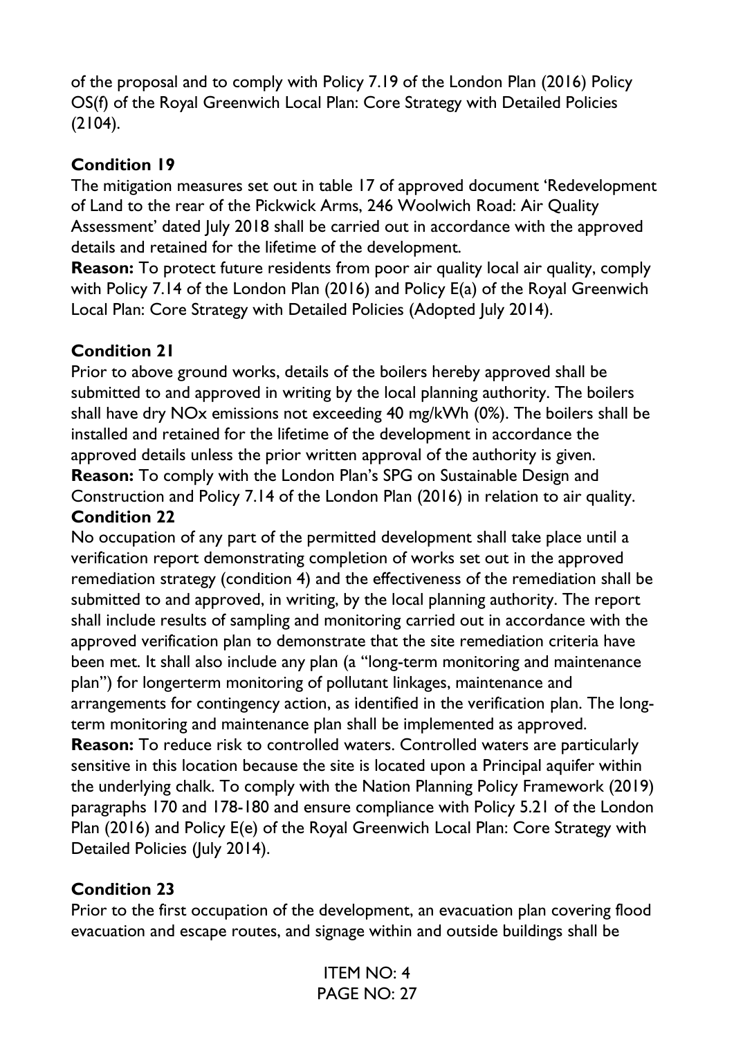of the proposal and to comply with Policy 7.19 of the London Plan (2016) Policy OS(f) of the Royal Greenwich Local Plan: Core Strategy with Detailed Policies (2104).

**Condition 19**

The mitigation measures set out in table 17 of approved document 'Redevelopment of Land to the rear of the Pickwick Arms, 246 Woolwich Road: Air Quality Assessment' dated July 2018 shall be carried out in accordance with the approved details and retained for the lifetime of the development.

**Reason:** To protect future residents from poor air quality local air quality, comply with Policy 7.14 of the London Plan (2016) and Policy E(a) of the Royal Greenwich Local Plan: Core Strategy with Detailed Policies (Adopted July 2014).

**Condition 21**

Prior to above ground works, details of the boilers hereby approved shall be submitted to and approved in writing by the local planning authority. The boilers shall have dry NOx emissions not exceeding 40 mg/kWh (0%). The boilers shall be installed and retained for the lifetime of the development in accordance the approved details unless the prior written approval of the authority is given.

**Reason:** To comply with the London Plan's SPG on Sustainable Design and Construction and Policy 7.14 of the London Plan (2016) in relation to air quality.

**Condition 22**

No occupation of any part of the permitted development shall take place until a verification report demonstrating completion of works set out in the approved remediation strategy (condition 4) and the effectiveness of the remediation shall be submitted to and approved, in writing, by the local planning authority. The report shall include results of sampling and monitoring carried out in accordance with the approved verification plan to demonstrate that the site remediation criteria have been met. It shall also include any plan (a "long-term monitoring and maintenance plan") for longerterm monitoring of pollutant linkages, maintenance and arrangements for contingency action, as identified in the verification plan. The long-term monitoring and maintenance plan shall be implemented as approved.

**Reason:** To reduce risk to controlled waters. Controlled waters are particularly sensitive in this location because the site is located upon a Principal aquifer within the underlying chalk. To comply with the Nation Planning Policy Framework (2019) paragraphs 170 and 178-180 and ensure compliance with Policy 5.21 of the London Plan (2016) and Policy E(e) of the Royal Greenwich Local Plan: Core Strategy with Detailed Policies (July 2014).

**Condition 23**

Prior to the first occupation of the development, an evacuation plan covering flood evacuation and escape routes, and signage within and outside buildings shall be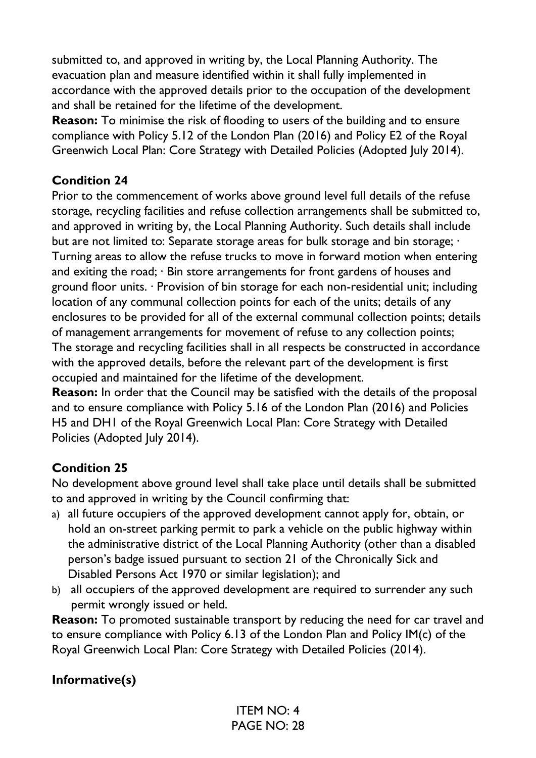submitted to, and approved in writing by, the Local Planning Authority. The evacuation plan and measure identified within it shall fully implemented in accordance with the approved details prior to the occupation of the development and shall be retained for the lifetime of the development.

**Reason:** To minimise the risk of flooding to users of the building and to ensure compliance with Policy 5.12 of the London Plan (2016) and Policy E2 of the Royal Greenwich Local Plan: Core Strategy with Detailed Policies (Adopted July 2014).

**Condition 24**

Prior to the commencement of works above ground level full details of the refuse storage, recycling facilities and refuse collection arrangements shall be submitted to, and approved in writing by, the Local Planning Authority. Such details shall include but are not limited to: Separate storage areas for bulk storage and bin storage; · Turning areas to allow the refuse trucks to move in forward motion when entering and exiting the road; · Bin store arrangements for front gardens of houses and ground floor units. · Provision of bin storage for each non-residential unit; including location of any communal collection points for each of the units; details of any enclosures to be provided for all of the external communal collection points; details of management arrangements for movement of refuse to any collection points; The storage and recycling facilities shall in all respects be constructed in accordance with the approved details, before the relevant part of the development is first occupied and maintained for the lifetime of the development.

**Reason:** In order that the Council may be satisfied with the details of the proposal and to ensure compliance with Policy 5.16 of the London Plan (2016) and Policies H5 and DH1 of the Royal Greenwich Local Plan: Core Strategy with Detailed Policies (Adopted July 2014).

**Condition 25**

No development above ground level shall take place until details shall be submitted to and approved in writing by the Council confirming that:

a) all future occupiers of the approved development cannot apply for, obtain, or hold an on-street parking permit to park a vehicle on the public highway within the administrative district of the Local Planning Authority (other than a disabled person's badge issued pursuant to section 21 of the Chronically Sick and Disabled Persons Act 1970 or similar legislation); and
b) all occupiers of the approved development are required to surrender any such permit wrongly issued or held.

**Reason:** To promoted sustainable transport by reducing the need for car travel and to ensure compliance with Policy 6.13 of the London Plan and Policy IM(c) of the Royal Greenwich Local Plan: Core Strategy with Detailed Policies (2014).

**Informative(s)**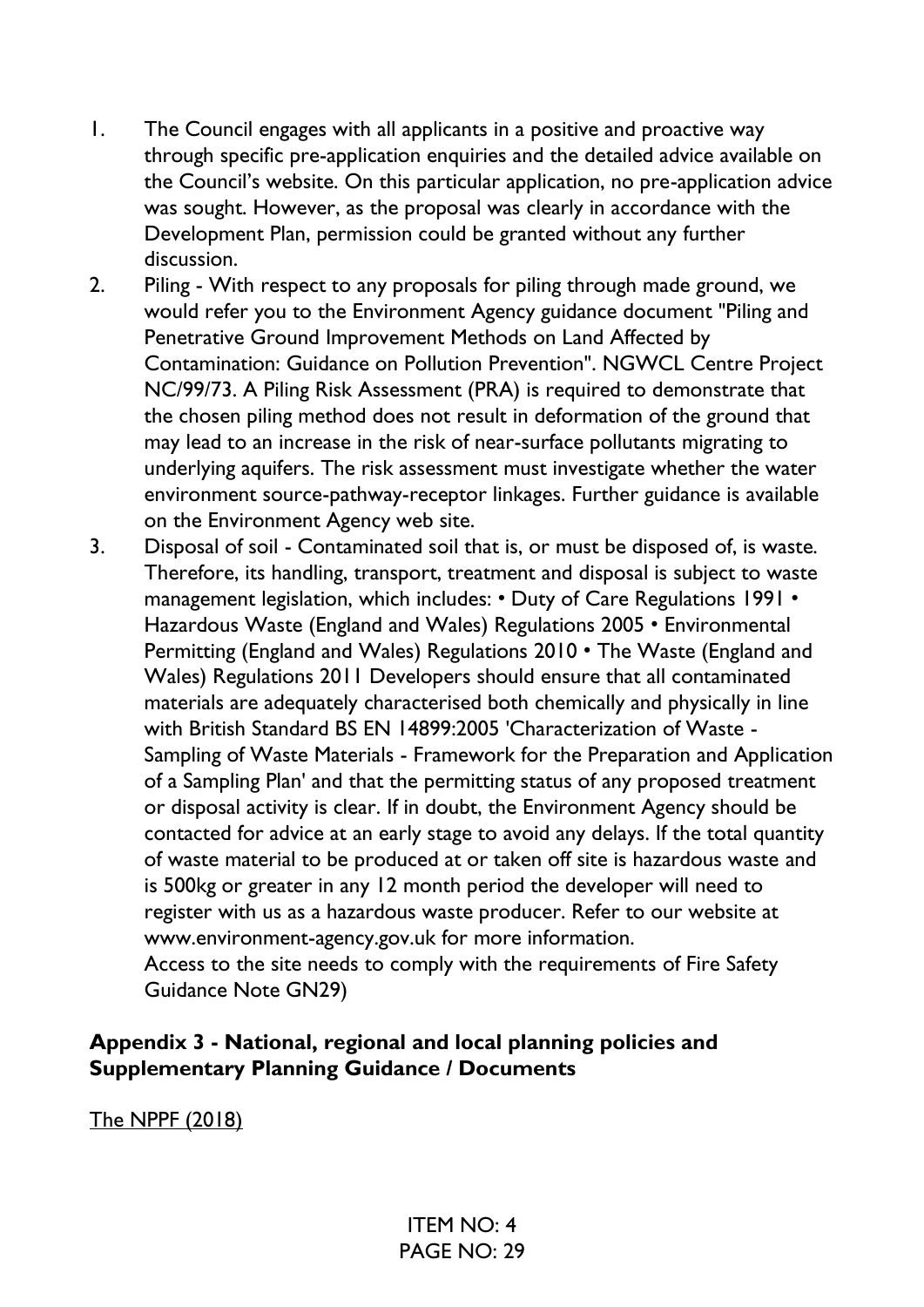1. The Council engages with all applicants in a positive and proactive way through specific pre-application enquiries and the detailed advice available on the Council's website. On this particular application, no pre-application advice was sought. However, as the proposal was clearly in accordance with the Development Plan, permission could be granted without any further discussion.
2. Piling - With respect to any proposals for piling through made ground, we would refer you to the Environment Agency guidance document "Piling and Penetrative Ground Improvement Methods on Land Affected by Contamination: Guidance on Pollution Prevention". NGWCL Centre Project NC/99/73. A Piling Risk Assessment (PRA) is required to demonstrate that the chosen piling method does not result in deformation of the ground that may lead to an increase in the risk of near-surface pollutants migrating to underlying aquifers. The risk assessment must investigate whether the water environment source-pathway-receptor linkages. Further guidance is available on the Environment Agency web site.
3. Disposal of soil - Contaminated soil that is, or must be disposed of, is waste. Therefore, its handling, transport, treatment and disposal is subject to waste management legislation, which includes: • Duty of Care Regulations 1991 • Hazardous Waste (England and Wales) Regulations 2005 • Environmental Permitting (England and Wales) Regulations 2010 • The Waste (England and Wales) Regulations 2011 Developers should ensure that all contaminated materials are adequately characterised both chemically and physically in line with British Standard BS EN 14899:2005 'Characterization of Waste - Sampling of Waste Materials - Framework for the Preparation and Application of a Sampling Plan' and that the permitting status of any proposed treatment or disposal activity is clear. If in doubt, the Environment Agency should be contacted for advice at an early stage to avoid any delays. If the total quantity of waste material to be produced at or taken off site is hazardous waste and is 500kg or greater in any 12 month period the developer will need to register with us as a hazardous waste producer. Refer to our website at www.environment-agency.gov.uk for more information.
   Access to the site needs to comply with the requirements of Fire Safety Guidance Note GN29)

## Appendix 3 - National, regional and local planning policies and Supplementary Planning Guidance / Documents

The NPPF (2018)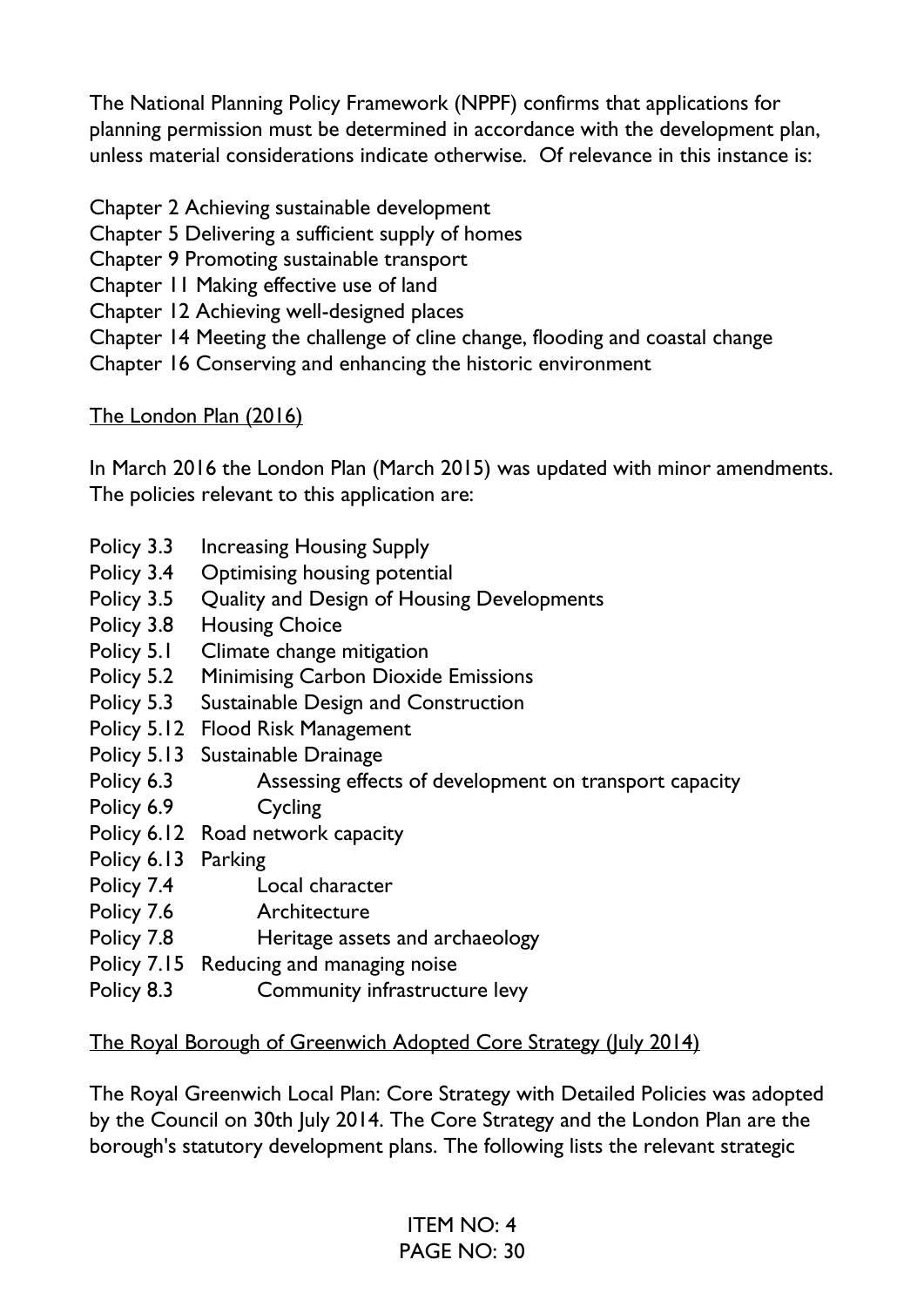The National Planning Policy Framework (NPPF) confirms that applications for planning permission must be determined in accordance with the development plan, unless material considerations indicate otherwise. Of relevance in this instance is:

Chapter 2 Achieving sustainable development
Chapter 5 Delivering a sufficient supply of homes
Chapter 9 Promoting sustainable transport
Chapter 11 Making effective use of land
Chapter 12 Achieving well-designed places
Chapter 14 Meeting the challenge of cline change, flooding and coastal change
Chapter 16 Conserving and enhancing the historic environment

<u>The London Plan (2016)</u>

In March 2016 the London Plan (March 2015) was updated with minor amendments. The policies relevant to this application are:

- Policy 3.3 Increasing Housing Supply
- Policy 3.4 Optimising housing potential
- Policy 3.5 Quality and Design of Housing Developments
- Policy 3.8 Housing Choice
- Policy 5.1 Climate change mitigation
- Policy 5.2 Minimising Carbon Dioxide Emissions
- Policy 5.3 Sustainable Design and Construction
- Policy 5.12 Flood Risk Management
- Policy 5.13 Sustainable Drainage
- Policy 6.3 Assessing effects of development on transport capacity
- Policy 6.9 Cycling
- Policy 6.12 Road network capacity
- Policy 6.13 Parking
- Policy 7.4 Local character
- Policy 7.6 Architecture
- Policy 7.8 Heritage assets and archaeology
- Policy 7.15 Reducing and managing noise
- Policy 8.3 Community infrastructure levy

<u>The Royal Borough of Greenwich Adopted Core Strategy (July 2014)</u>

The Royal Greenwich Local Plan: Core Strategy with Detailed Policies was adopted by the Council on 30th July 2014. The Core Strategy and the London Plan are the borough's statutory development plans. The following lists the relevant strategic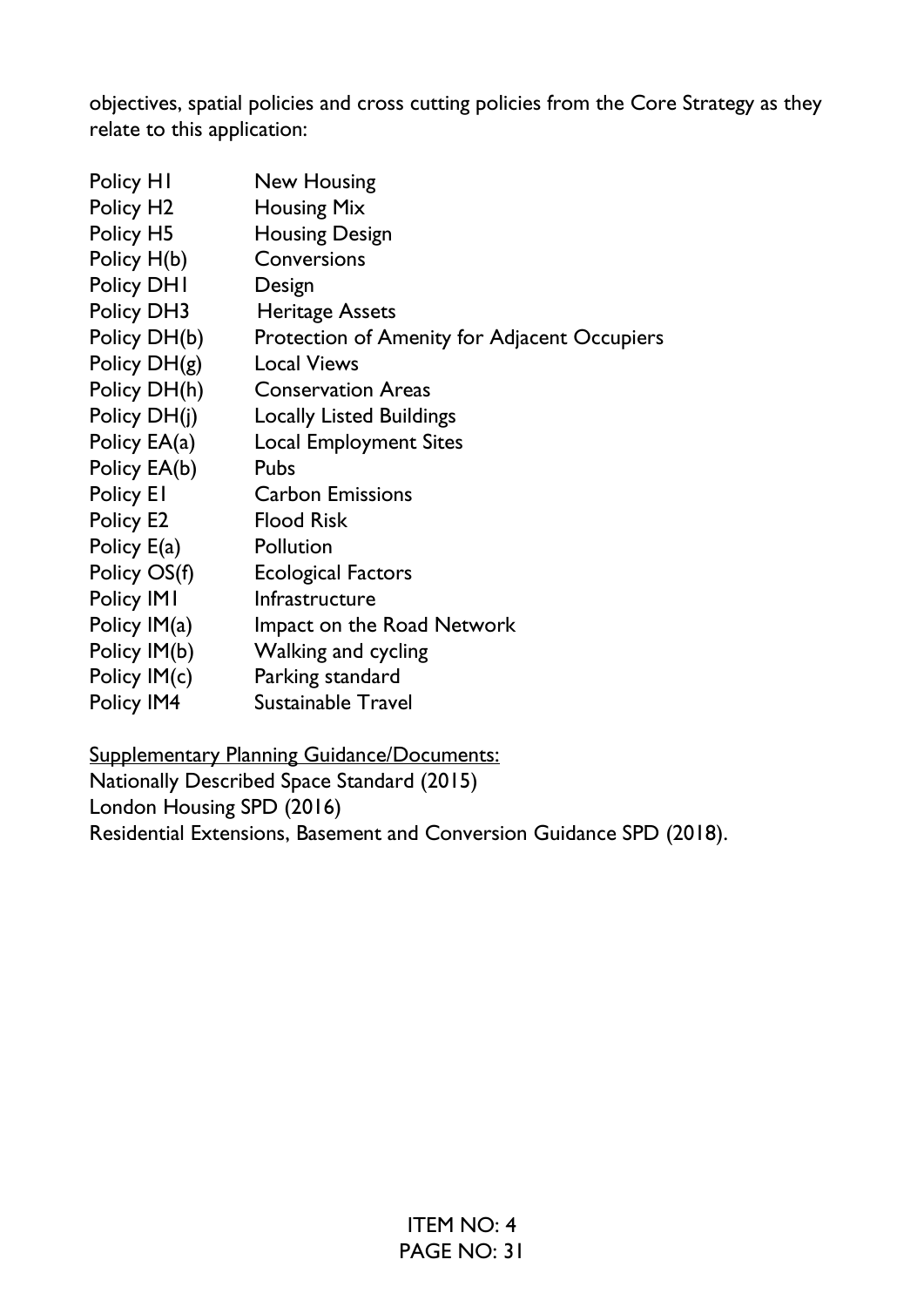objectives, spatial policies and cross cutting policies from the Core Strategy as they relate to this application:

| | |
|---|---|
| Policy H1 | New Housing |
| Policy H2 | Housing Mix |
| Policy H5 | Housing Design |
| Policy H(b) | Conversions |
| Policy DH1 | Design |
| Policy DH3 | Heritage Assets |
| Policy DH(b) | Protection of Amenity for Adjacent Occupiers |
| Policy DH(g) | Local Views |
| Policy DH(h) | Conservation Areas |
| Policy DH(j) | Locally Listed Buildings |
| Policy EA(a) | Local Employment Sites |
| Policy EA(b) | Pubs |
| Policy E1 | Carbon Emissions |
| Policy E2 | Flood Risk |
| Policy E(a) | Pollution |
| Policy OS(f) | Ecological Factors |
| Policy IM1 | Infrastructure |
| Policy IM(a) | Impact on the Road Network |
| Policy IM(b) | Walking and cycling |
| Policy IM(c) | Parking standard |
| Policy IM4 | Sustainable Travel |

<u>Supplementary Planning Guidance/Documents:</u>
Nationally Described Space Standard (2015)
London Housing SPD (2016)
Residential Extensions, Basement and Conversion Guidance SPD (2018).

ITEM NO: 4